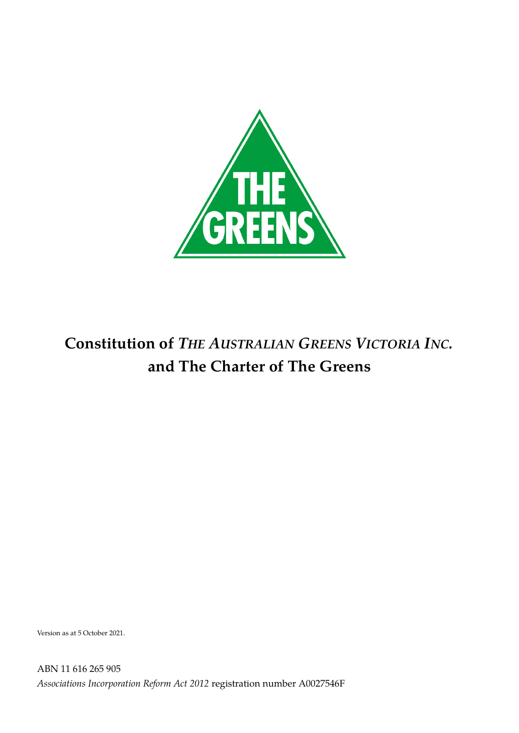# Constitution of *THE AUSTRALIAN GREENS VICTORIA INC.* and The Charter of The Greens

Version as at 5 October 2021.

ABN 11 616 265 905

*Associations Incorporation Reform Act 2012* registration number A0027546F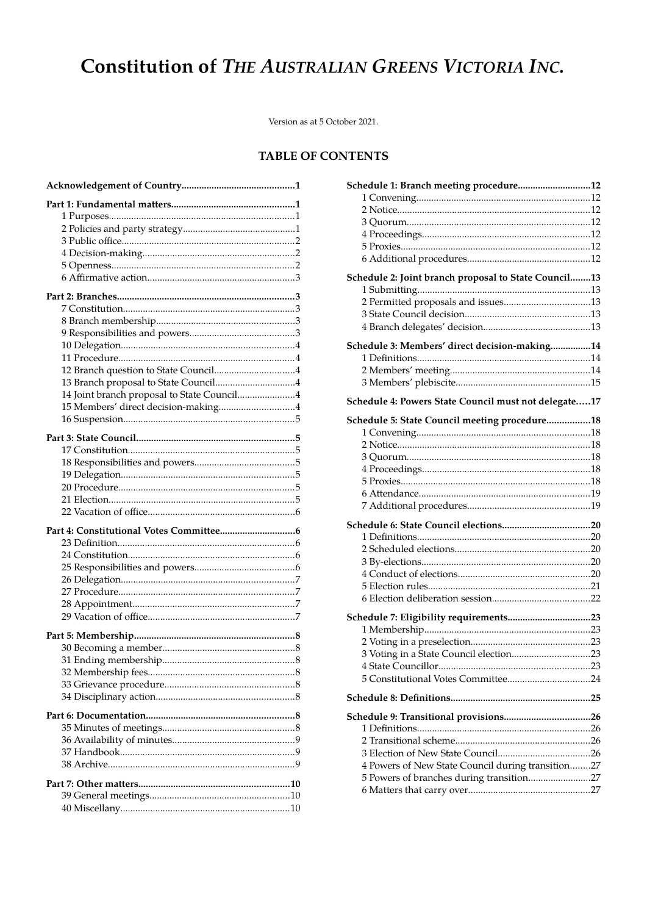# Constitution of *The Australian Greens Victoria Inc.*

Version as at 5 October 2021.

## TABLE OF CONTENTS

**Acknowledgement of Country** ....... 1

**Part 1: Fundamental matters** ....... 1
- 1 Purposes ....... 1
- 2 Policies and party strategy ....... 1
- 3 Public office ....... 2
- 4 Decision-making ....... 2
- 5 Openness ....... 2
- 6 Affirmative action ....... 3

**Part 2: Branches** ....... 3
- 7 Constitution ....... 3
- 8 Branch membership ....... 3
- 9 Responsibilities and powers ....... 3
- 10 Delegation ....... 4
- 11 Procedure ....... 4
- 12 Branch question to State Council ....... 4
- 13 Branch proposal to State Council ....... 4
- 14 Joint branch proposal to State Council ....... 4
- 15 Members' direct decision-making ....... 4
- 16 Suspension ....... 5

**Part 3: State Council** ....... 5
- 17 Constitution ....... 5
- 18 Responsibilities and powers ....... 5
- 19 Delegation ....... 5
- 20 Procedure ....... 5
- 21 Election ....... 5
- 22 Vacation of office ....... 6

**Part 4: Constitutional Votes Committee** ....... 6
- 23 Definition ....... 6
- 24 Constitution ....... 6
- 25 Responsibilities and powers ....... 6
- 26 Delegation ....... 7
- 27 Procedure ....... 7
- 28 Appointment ....... 7
- 29 Vacation of office ....... 7

**Part 5: Membership** ....... 8
- 30 Becoming a member ....... 8
- 31 Ending membership ....... 8
- 32 Membership fees ....... 8
- 33 Grievance procedure ....... 8
- 34 Disciplinary action ....... 8

**Part 6: Documentation** ....... 8
- 35 Minutes of meetings ....... 8
- 36 Availability of minutes ....... 9
- 37 Handbook ....... 9
- 38 Archive ....... 9

**Part 7: Other matters** ....... 10
- 39 General meetings ....... 10
- 40 Miscellany ....... 10

**Schedule 1: Branch meeting procedure** ....... 12
- 1 Convening ....... 12
- 2 Notice ....... 12
- 3 Quorum ....... 12
- 4 Proceedings ....... 12
- 5 Proxies ....... 12
- 6 Additional procedures ....... 12

**Schedule 2: Joint branch proposal to State Council** ....... 13
- 1 Submitting ....... 13
- 2 Permitted proposals and issues ....... 13
- 3 State Council decision ....... 13
- 4 Branch delegates' decision ....... 13

**Schedule 3: Members' direct decision-making** ....... 14
- 1 Definitions ....... 14
- 2 Members' meeting ....... 14
- 3 Members' plebiscite ....... 15

**Schedule 4: Powers State Council must not delegate** ....... 17

**Schedule 5: State Council meeting procedure** ....... 18
- 1 Convening ....... 18
- 2 Notice ....... 18
- 3 Quorum ....... 18
- 4 Proceedings ....... 18
- 5 Proxies ....... 18
- 6 Attendance ....... 19
- 7 Additional procedures ....... 19

**Schedule 6: State Council elections** ....... 20
- 1 Definitions ....... 20
- 2 Scheduled elections ....... 20
- 3 By-elections ....... 20
- 4 Conduct of elections ....... 20
- 5 Election rules ....... 21
- 6 Election deliberation session ....... 22

**Schedule 7: Eligibility requirements** ....... 23
- 1 Membership ....... 23
- 2 Voting in a preselection ....... 23
- 3 Voting in a State Council election ....... 23
- 4 State Councillor ....... 23
- 5 Constitutional Votes Committee ....... 24

**Schedule 8: Definitions** ....... 25

**Schedule 9: Transitional provisions** ....... 26
- 1 Definitions ....... 26
- 2 Transitional scheme ....... 26
- 3 Election of New State Council ....... 26
- 4 Powers of New State Council during transition ....... 27
- 5 Powers of branches during transition ....... 27
- 6 Matters that carry over ....... 27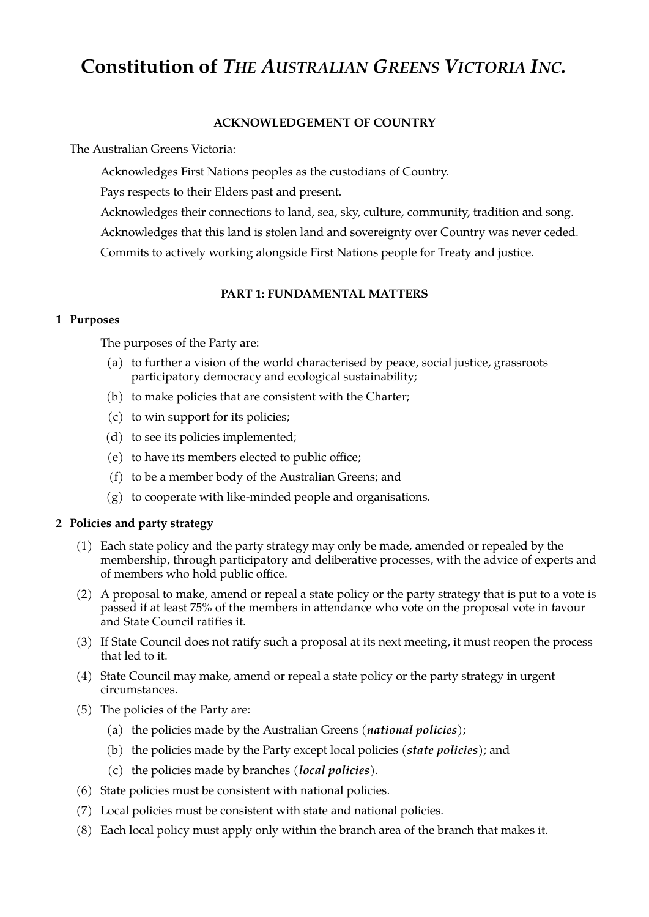# Constitution of *The Australian Greens Victoria Inc.*

**ACKNOWLEDGEMENT OF COUNTRY**

The Australian Greens Victoria:

Acknowledges First Nations peoples as the custodians of Country.

Pays respects to their Elders past and present.

Acknowledges their connections to land, sea, sky, culture, community, tradition and song.

Acknowledges that this land is stolen land and sovereignty over Country was never ceded.

Commits to actively working alongside First Nations people for Treaty and justice.

## PART 1: FUNDAMENTAL MATTERS

### 1 Purposes

The purposes of the Party are:

(a) to further a vision of the world characterised by peace, social justice, grassroots participatory democracy and ecological sustainability;

(b) to make policies that are consistent with the Charter;

(c) to win support for its policies;

(d) to see its policies implemented;

(e) to have its members elected to public office;

(f) to be a member body of the Australian Greens; and

(g) to cooperate with like-minded people and organisations.

### 2 Policies and party strategy

(1) Each state policy and the party strategy may only be made, amended or repealed by the membership, through participatory and deliberative processes, with the advice of experts and of members who hold public office.

(2) A proposal to make, amend or repeal a state policy or the party strategy that is put to a vote is passed if at least 75% of the members in attendance who vote on the proposal vote in favour and State Council ratifies it.

(3) If State Council does not ratify such a proposal at its next meeting, it must reopen the process that led to it.

(4) State Council may make, amend or repeal a state policy or the party strategy in urgent circumstances.

(5) The policies of the Party are:

(a) the policies made by the Australian Greens (***national policies***);

(b) the policies made by the Party except local policies (***state policies***); and

(c) the policies made by branches (***local policies***).

(6) State policies must be consistent with national policies.

(7) Local policies must be consistent with state and national policies.

(8) Each local policy must apply only within the branch area of the branch that makes it.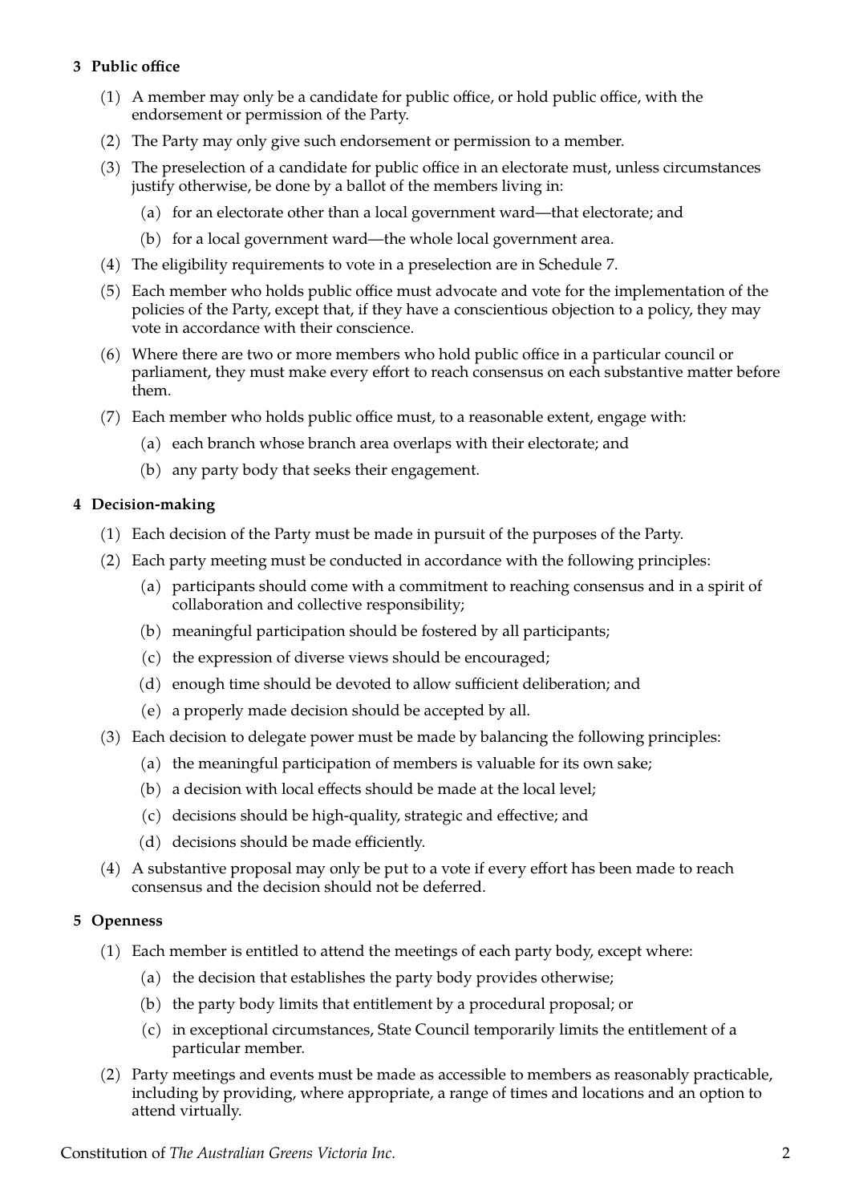### 3 Public office

(1) A member may only be a candidate for public office, or hold public office, with the endorsement or permission of the Party.

(2) The Party may only give such endorsement or permission to a member.

(3) The preselection of a candidate for public office in an electorate must, unless circumstances justify otherwise, be done by a ballot of the members living in:

- (a) for an electorate other than a local government ward—that electorate; and
- (b) for a local government ward—the whole local government area.

(4) The eligibility requirements to vote in a preselection are in Schedule 7.

(5) Each member who holds public office must advocate and vote for the implementation of the policies of the Party, except that, if they have a conscientious objection to a policy, they may vote in accordance with their conscience.

(6) Where there are two or more members who hold public office in a particular council or parliament, they must make every effort to reach consensus on each substantive matter before them.

(7) Each member who holds public office must, to a reasonable extent, engage with:

- (a) each branch whose branch area overlaps with their electorate; and
- (b) any party body that seeks their engagement.

### 4 Decision-making

(1) Each decision of the Party must be made in pursuit of the purposes of the Party.

(2) Each party meeting must be conducted in accordance with the following principles:

- (a) participants should come with a commitment to reaching consensus and in a spirit of collaboration and collective responsibility;
- (b) meaningful participation should be fostered by all participants;
- (c) the expression of diverse views should be encouraged;
- (d) enough time should be devoted to allow sufficient deliberation; and
- (e) a properly made decision should be accepted by all.

(3) Each decision to delegate power must be made by balancing the following principles:

- (a) the meaningful participation of members is valuable for its own sake;
- (b) a decision with local effects should be made at the local level;
- (c) decisions should be high-quality, strategic and effective; and
- (d) decisions should be made efficiently.

(4) A substantive proposal may only be put to a vote if every effort has been made to reach consensus and the decision should not be deferred.

### 5 Openness

(1) Each member is entitled to attend the meetings of each party body, except where:

- (a) the decision that establishes the party body provides otherwise;
- (b) the party body limits that entitlement by a procedural proposal; or
- (c) in exceptional circumstances, State Council temporarily limits the entitlement of a particular member.

(2) Party meetings and events must be made as accessible to members as reasonably practicable, including by providing, where appropriate, a range of times and locations and an option to attend virtually.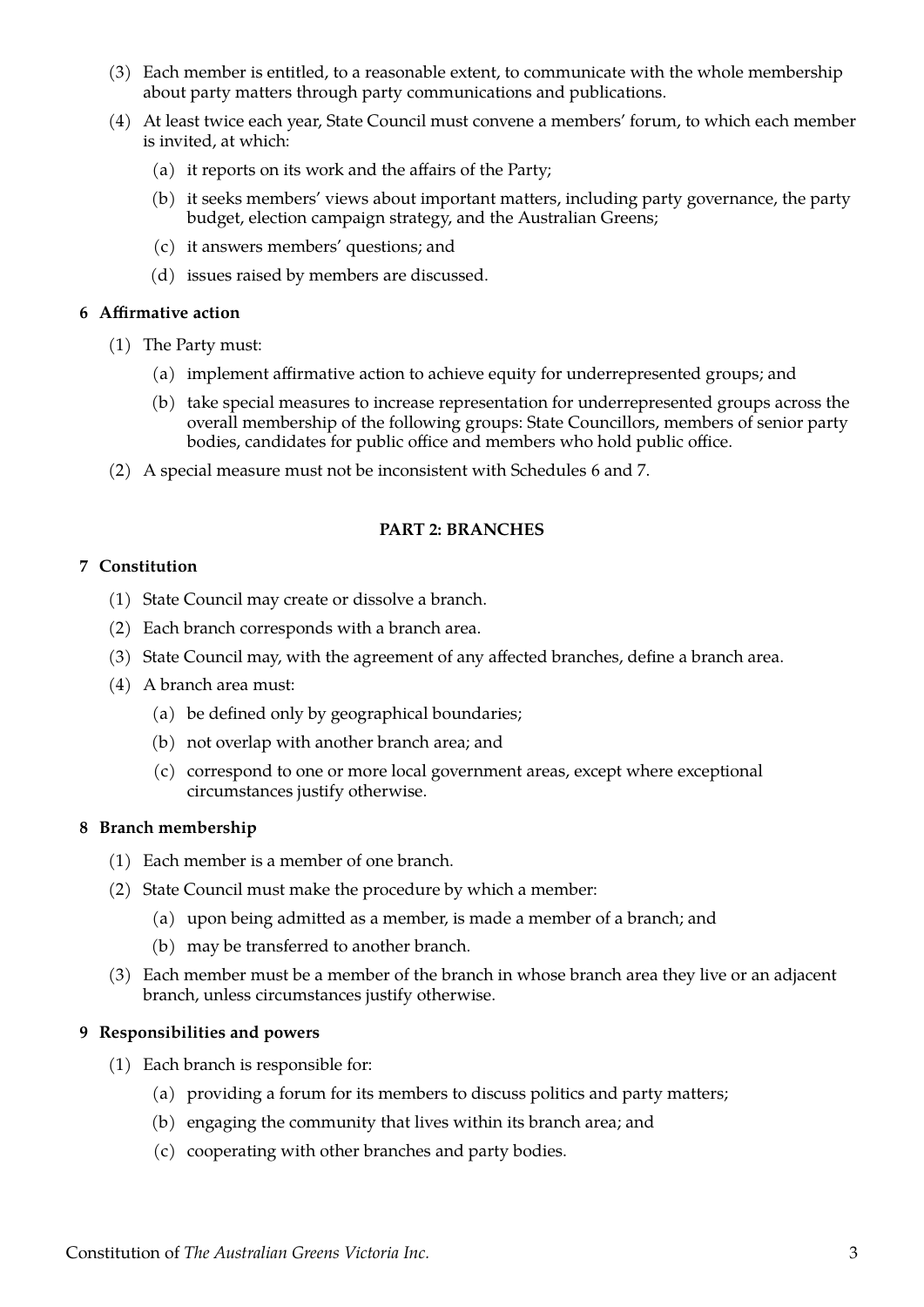(3) Each member is entitled, to a reasonable extent, to communicate with the whole membership about party matters through party communications and publications.

(4) At least twice each year, State Council must convene a members' forum, to which each member is invited, at which:

  (a) it reports on its work and the affairs of the Party;

  (b) it seeks members' views about important matters, including party governance, the party budget, election campaign strategy, and the Australian Greens;

  (c) it answers members' questions; and

  (d) issues raised by members are discussed.

**6 Affirmative action**

(1) The Party must:

  (a) implement affirmative action to achieve equity for underrepresented groups; and

  (b) take special measures to increase representation for underrepresented groups across the overall membership of the following groups: State Councillors, members of senior party bodies, candidates for public office and members who hold public office.

(2) A special measure must not be inconsistent with Schedules 6 and 7.

## PART 2: BRANCHES

**7 Constitution**

(1) State Council may create or dissolve a branch.

(2) Each branch corresponds with a branch area.

(3) State Council may, with the agreement of any affected branches, define a branch area.

(4) A branch area must:

  (a) be defined only by geographical boundaries;

  (b) not overlap with another branch area; and

  (c) correspond to one or more local government areas, except where exceptional circumstances justify otherwise.

**8 Branch membership**

(1) Each member is a member of one branch.

(2) State Council must make the procedure by which a member:

  (a) upon being admitted as a member, is made a member of a branch; and

  (b) may be transferred to another branch.

(3) Each member must be a member of the branch in whose branch area they live or an adjacent branch, unless circumstances justify otherwise.

**9 Responsibilities and powers**

(1) Each branch is responsible for:

  (a) providing a forum for its members to discuss politics and party matters;

  (b) engaging the community that lives within its branch area; and

  (c) cooperating with other branches and party bodies.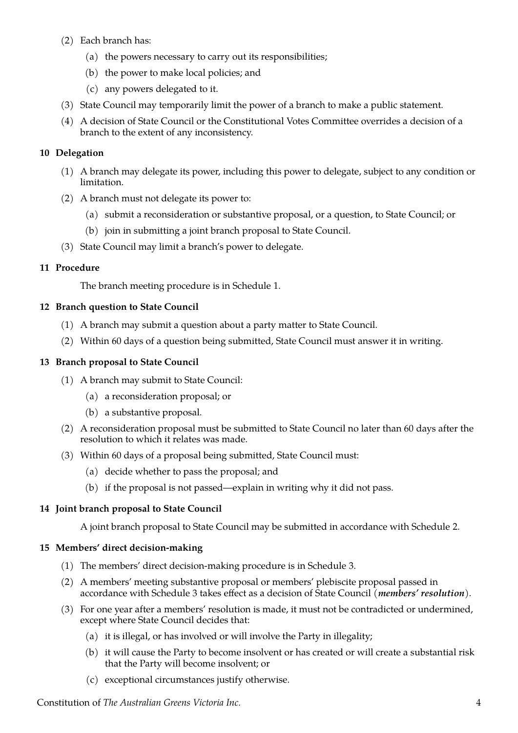(2) Each branch has:

  (a) the powers necessary to carry out its responsibilities;

  (b) the power to make local policies; and

  (c) any powers delegated to it.

(3) State Council may temporarily limit the power of a branch to make a public statement.

(4) A decision of State Council or the Constitutional Votes Committee overrides a decision of a branch to the extent of any inconsistency.

### 10 Delegation

(1) A branch may delegate its power, including this power to delegate, subject to any condition or limitation.

(2) A branch must not delegate its power to:

  (a) submit a reconsideration or substantive proposal, or a question, to State Council; or

  (b) join in submitting a joint branch proposal to State Council.

(3) State Council may limit a branch's power to delegate.

### 11 Procedure

The branch meeting procedure is in Schedule 1.

### 12 Branch question to State Council

(1) A branch may submit a question about a party matter to State Council.

(2) Within 60 days of a question being submitted, State Council must answer it in writing.

### 13 Branch proposal to State Council

(1) A branch may submit to State Council:

  (a) a reconsideration proposal; or

  (b) a substantive proposal.

(2) A reconsideration proposal must be submitted to State Council no later than 60 days after the resolution to which it relates was made.

(3) Within 60 days of a proposal being submitted, State Council must:

  (a) decide whether to pass the proposal; and

  (b) if the proposal is not passed—explain in writing why it did not pass.

### 14 Joint branch proposal to State Council

A joint branch proposal to State Council may be submitted in accordance with Schedule 2.

### 15 Members' direct decision-making

(1) The members' direct decision-making procedure is in Schedule 3.

(2) A members' meeting substantive proposal or members' plebiscite proposal passed in accordance with Schedule 3 takes effect as a decision of State Council (***members' resolution***).

(3) For one year after a members' resolution is made, it must not be contradicted or undermined, except where State Council decides that:

  (a) it is illegal, or has involved or will involve the Party in illegality;

  (b) it will cause the Party to become insolvent or has created or will create a substantial risk that the Party will become insolvent; or

  (c) exceptional circumstances justify otherwise.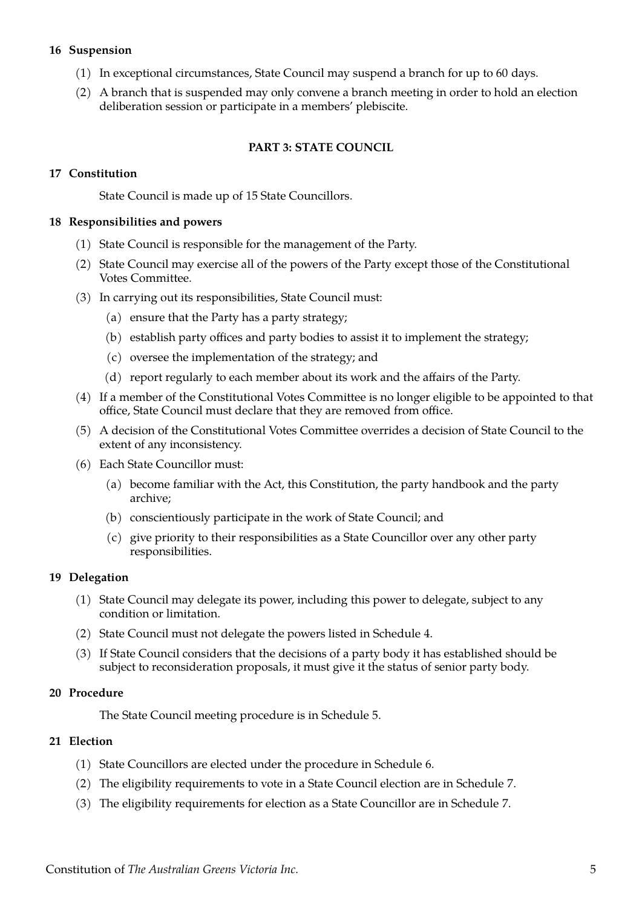**16 Suspension**

(1) In exceptional circumstances, State Council may suspend a branch for up to 60 days.

(2) A branch that is suspended may only convene a branch meeting in order to hold an election deliberation session or participate in a members' plebiscite.

## PART 3: STATE COUNCIL

**17 Constitution**

State Council is made up of 15 State Councillors.

**18 Responsibilities and powers**

(1) State Council is responsible for the management of the Party.

(2) State Council may exercise all of the powers of the Party except those of the Constitutional Votes Committee.

(3) In carrying out its responsibilities, State Council must:

- (a) ensure that the Party has a party strategy;
- (b) establish party offices and party bodies to assist it to implement the strategy;
- (c) oversee the implementation of the strategy; and
- (d) report regularly to each member about its work and the affairs of the Party.

(4) If a member of the Constitutional Votes Committee is no longer eligible to be appointed to that office, State Council must declare that they are removed from office.

(5) A decision of the Constitutional Votes Committee overrides a decision of State Council to the extent of any inconsistency.

(6) Each State Councillor must:

- (a) become familiar with the Act, this Constitution, the party handbook and the party archive;
- (b) conscientiously participate in the work of State Council; and
- (c) give priority to their responsibilities as a State Councillor over any other party responsibilities.

**19 Delegation**

(1) State Council may delegate its power, including this power to delegate, subject to any condition or limitation.

(2) State Council must not delegate the powers listed in Schedule 4.

(3) If State Council considers that the decisions of a party body it has established should be subject to reconsideration proposals, it must give it the status of senior party body.

**20 Procedure**

The State Council meeting procedure is in Schedule 5.

**21 Election**

(1) State Councillors are elected under the procedure in Schedule 6.

(2) The eligibility requirements to vote in a State Council election are in Schedule 7.

(3) The eligibility requirements for election as a State Councillor are in Schedule 7.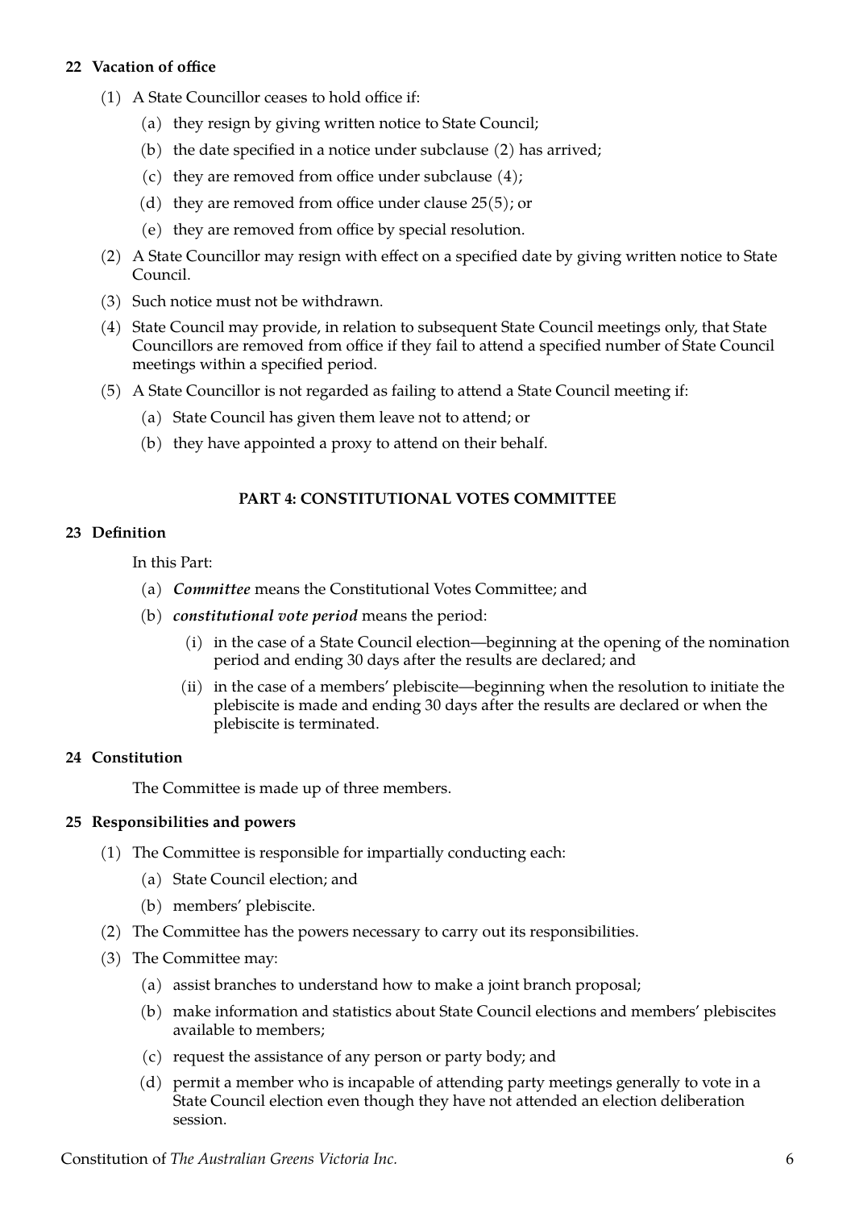### 22 Vacation of office

(1) A State Councillor ceases to hold office if:

  (a) they resign by giving written notice to State Council;

  (b) the date specified in a notice under subclause (2) has arrived;

  (c) they are removed from office under subclause (4);

  (d) they are removed from office under clause 25(5); or

  (e) they are removed from office by special resolution.

(2) A State Councillor may resign with effect on a specified date by giving written notice to State Council.

(3) Such notice must not be withdrawn.

(4) State Council may provide, in relation to subsequent State Council meetings only, that State Councillors are removed from office if they fail to attend a specified number of State Council meetings within a specified period.

(5) A State Councillor is not regarded as failing to attend a State Council meeting if:

  (a) State Council has given them leave not to attend; or

  (b) they have appointed a proxy to attend on their behalf.

## PART 4: CONSTITUTIONAL VOTES COMMITTEE

### 23 Definition

In this Part:

  (a) ***Committee*** means the Constitutional Votes Committee; and

  (b) ***constitutional vote period*** means the period:

    (i) in the case of a State Council election—beginning at the opening of the nomination period and ending 30 days after the results are declared; and

    (ii) in the case of a members' plebiscite—beginning when the resolution to initiate the plebiscite is made and ending 30 days after the results are declared or when the plebiscite is terminated.

### 24 Constitution

The Committee is made up of three members.

### 25 Responsibilities and powers

(1) The Committee is responsible for impartially conducting each:

  (a) State Council election; and

  (b) members' plebiscite.

(2) The Committee has the powers necessary to carry out its responsibilities.

(3) The Committee may:

  (a) assist branches to understand how to make a joint branch proposal;

  (b) make information and statistics about State Council elections and members' plebiscites available to members;

  (c) request the assistance of any person or party body; and

  (d) permit a member who is incapable of attending party meetings generally to vote in a State Council election even though they have not attended an election deliberation session.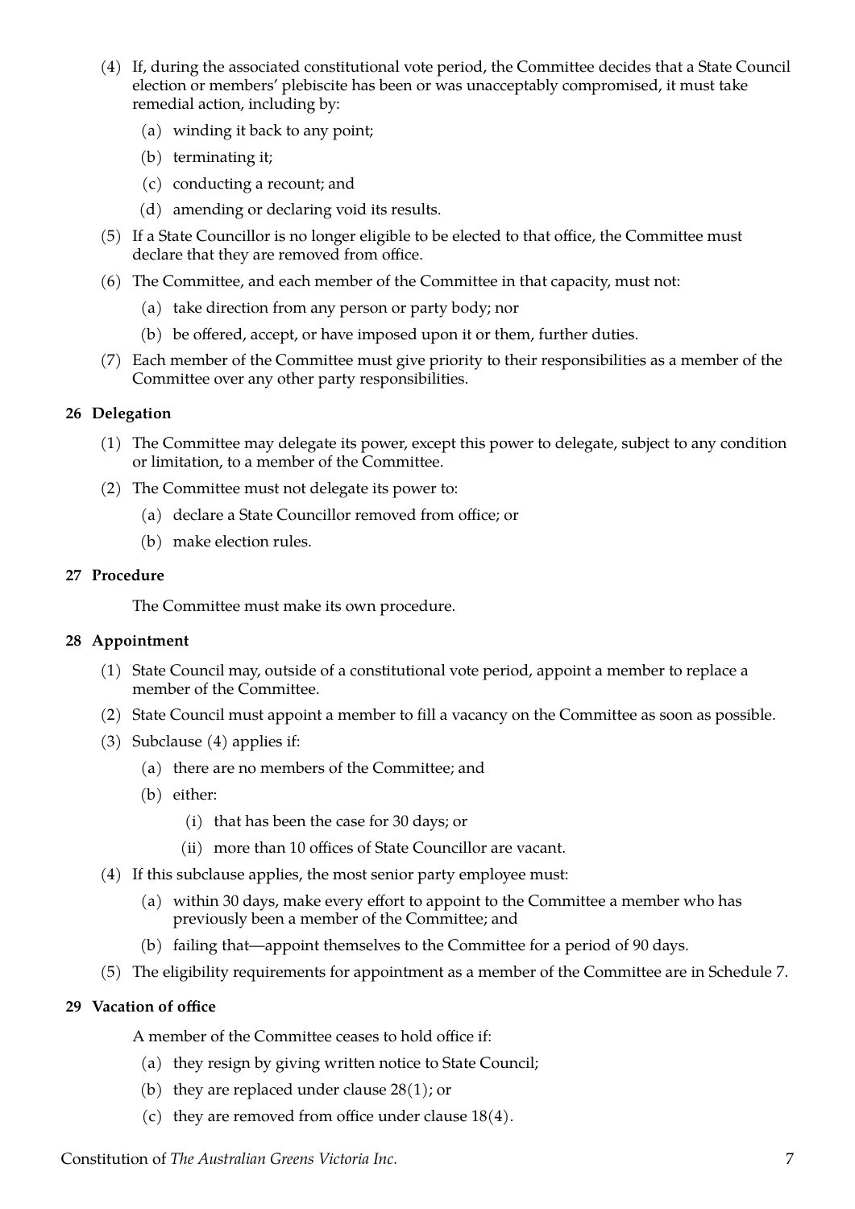(4) If, during the associated constitutional vote period, the Committee decides that a State Council election or members' plebiscite has been or was unacceptably compromised, it must take remedial action, including by:

  (a) winding it back to any point;

  (b) terminating it;

  (c) conducting a recount; and

  (d) amending or declaring void its results.

(5) If a State Councillor is no longer eligible to be elected to that office, the Committee must declare that they are removed from office.

(6) The Committee, and each member of the Committee in that capacity, must not:

  (a) take direction from any person or party body; nor

  (b) be offered, accept, or have imposed upon it or them, further duties.

(7) Each member of the Committee must give priority to their responsibilities as a member of the Committee over any other party responsibilities.

### 26 Delegation

(1) The Committee may delegate its power, except this power to delegate, subject to any condition or limitation, to a member of the Committee.

(2) The Committee must not delegate its power to:

  (a) declare a State Councillor removed from office; or

  (b) make election rules.

### 27 Procedure

The Committee must make its own procedure.

### 28 Appointment

(1) State Council may, outside of a constitutional vote period, appoint a member to replace a member of the Committee.

(2) State Council must appoint a member to fill a vacancy on the Committee as soon as possible.

(3) Subclause (4) applies if:

  (a) there are no members of the Committee; and

  (b) either:

    (i) that has been the case for 30 days; or

    (ii) more than 10 offices of State Councillor are vacant.

(4) If this subclause applies, the most senior party employee must:

  (a) within 30 days, make every effort to appoint to the Committee a member who has previously been a member of the Committee; and

  (b) failing that—appoint themselves to the Committee for a period of 90 days.

(5) The eligibility requirements for appointment as a member of the Committee are in Schedule 7.

### 29 Vacation of office

A member of the Committee ceases to hold office if:

  (a) they resign by giving written notice to State Council;

  (b) they are replaced under clause 28(1); or

  (c) they are removed from office under clause 18(4).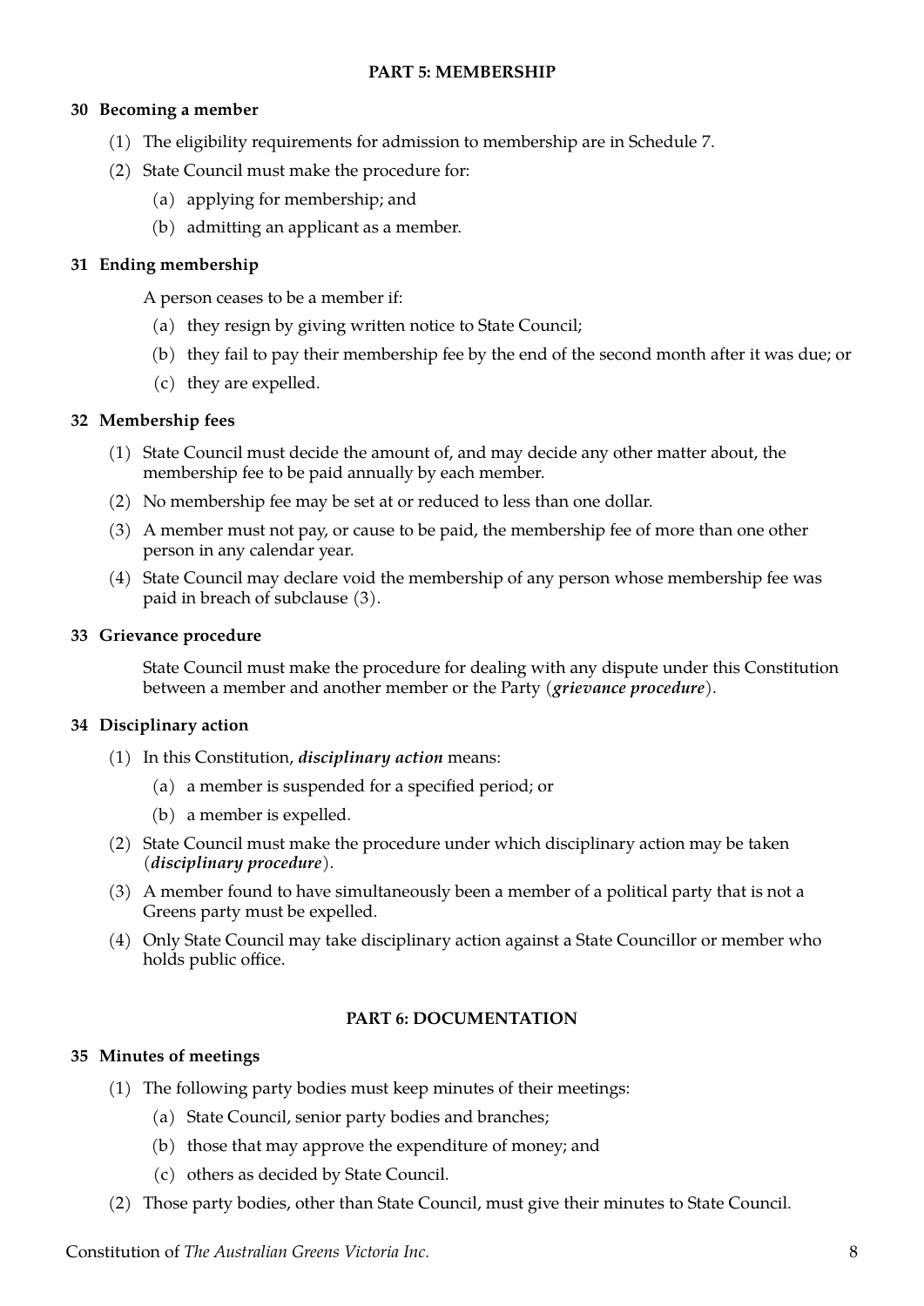## PART 5: MEMBERSHIP

### 30 Becoming a member

(1) The eligibility requirements for admission to membership are in Schedule 7.

(2) State Council must make the procedure for:

- (a) applying for membership; and
- (b) admitting an applicant as a member.

### 31 Ending membership

A person ceases to be a member if:

- (a) they resign by giving written notice to State Council;
- (b) they fail to pay their membership fee by the end of the second month after it was due; or
- (c) they are expelled.

### 32 Membership fees

(1) State Council must decide the amount of, and may decide any other matter about, the membership fee to be paid annually by each member.

(2) No membership fee may be set at or reduced to less than one dollar.

(3) A member must not pay, or cause to be paid, the membership fee of more than one other person in any calendar year.

(4) State Council may declare void the membership of any person whose membership fee was paid in breach of subclause (3).

### 33 Grievance procedure

State Council must make the procedure for dealing with any dispute under this Constitution between a member and another member or the Party (***grievance procedure***).

### 34 Disciplinary action

(1) In this Constitution, ***disciplinary action*** means:

- (a) a member is suspended for a specified period; or
- (b) a member is expelled.

(2) State Council must make the procedure under which disciplinary action may be taken (***disciplinary procedure***).

(3) A member found to have simultaneously been a member of a political party that is not a Greens party must be expelled.

(4) Only State Council may take disciplinary action against a State Councillor or member who holds public office.

## PART 6: DOCUMENTATION

### 35 Minutes of meetings

(1) The following party bodies must keep minutes of their meetings:

- (a) State Council, senior party bodies and branches;
- (b) those that may approve the expenditure of money; and
- (c) others as decided by State Council.

(2) Those party bodies, other than State Council, must give their minutes to State Council.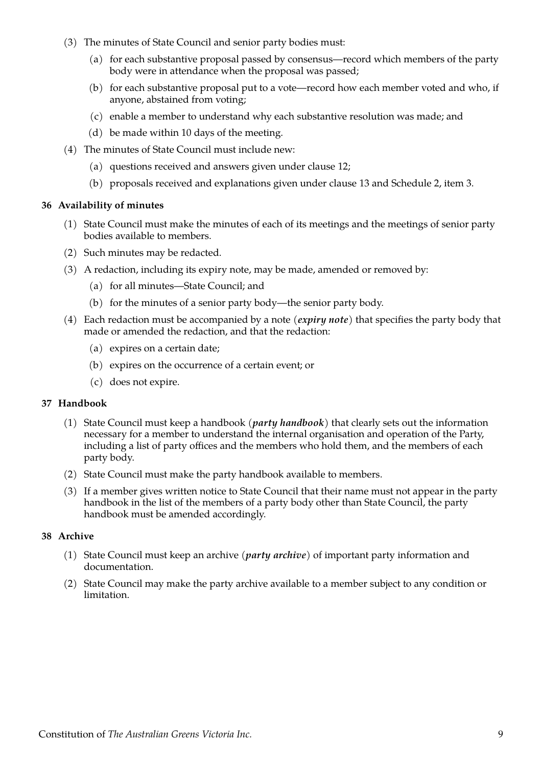(3) The minutes of State Council and senior party bodies must:

  (a) for each substantive proposal passed by consensus—record which members of the party body were in attendance when the proposal was passed;

  (b) for each substantive proposal put to a vote—record how each member voted and who, if anyone, abstained from voting;

  (c) enable a member to understand why each substantive resolution was made; and

  (d) be made within 10 days of the meeting.

(4) The minutes of State Council must include new:

  (a) questions received and answers given under clause 12;

  (b) proposals received and explanations given under clause 13 and Schedule 2, item 3.

#### 36 Availability of minutes

(1) State Council must make the minutes of each of its meetings and the meetings of senior party bodies available to members.

(2) Such minutes may be redacted.

(3) A redaction, including its expiry note, may be made, amended or removed by:

  (a) for all minutes—State Council; and

  (b) for the minutes of a senior party body—the senior party body.

(4) Each redaction must be accompanied by a note (***expiry note***) that specifies the party body that made or amended the redaction, and that the redaction:

  (a) expires on a certain date;

  (b) expires on the occurrence of a certain event; or

  (c) does not expire.

#### 37 Handbook

(1) State Council must keep a handbook (***party handbook***) that clearly sets out the information necessary for a member to understand the internal organisation and operation of the Party, including a list of party offices and the members who hold them, and the members of each party body.

(2) State Council must make the party handbook available to members.

(3) If a member gives written notice to State Council that their name must not appear in the party handbook in the list of the members of a party body other than State Council, the party handbook must be amended accordingly.

#### 38 Archive

(1) State Council must keep an archive (***party archive***) of important party information and documentation.

(2) State Council may make the party archive available to a member subject to any condition or limitation.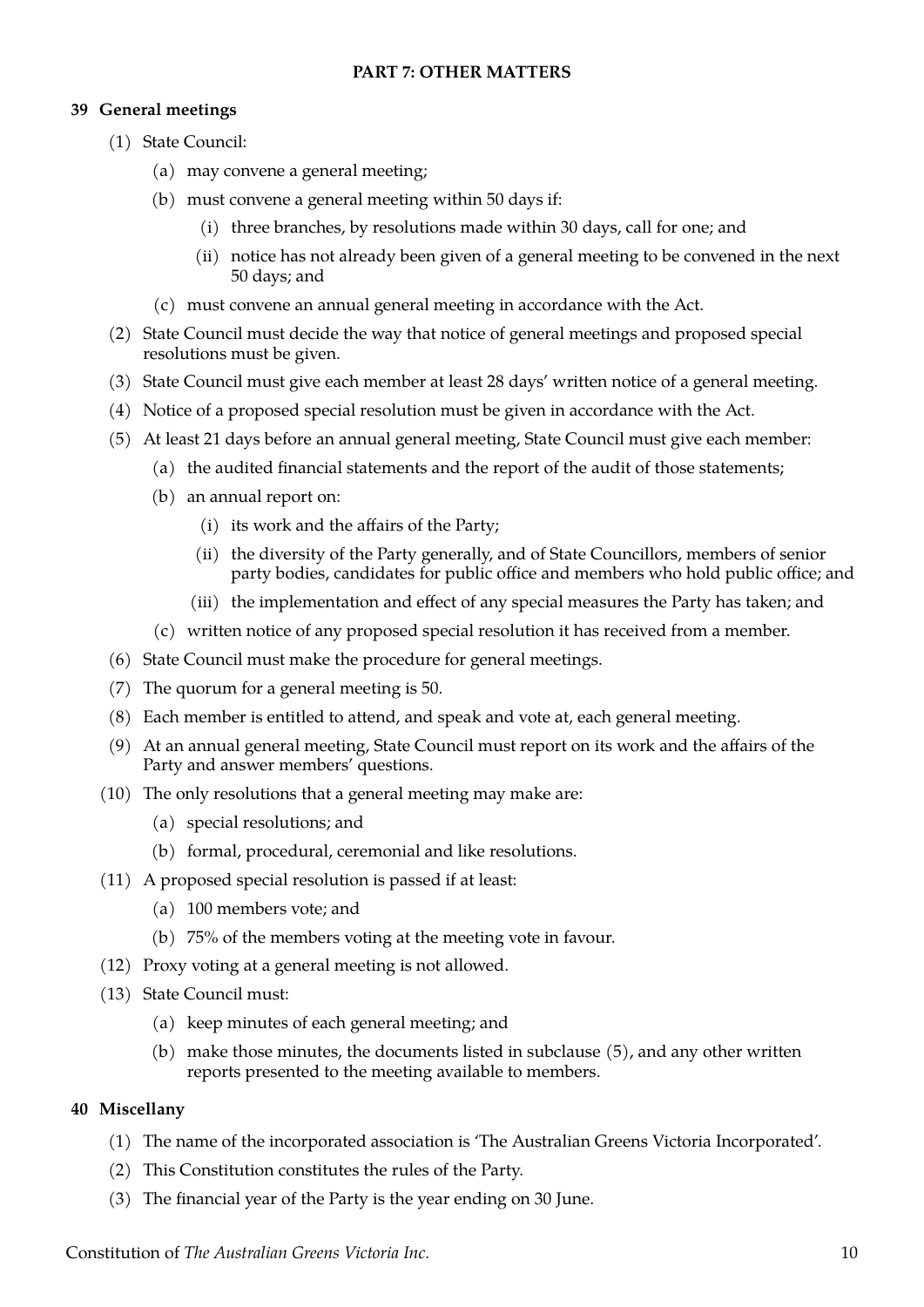## PART 7: OTHER MATTERS

### 39 General meetings

(1) State Council:

  (a) may convene a general meeting;

  (b) must convene a general meeting within 50 days if:

    (i) three branches, by resolutions made within 30 days, call for one; and

    (ii) notice has not already been given of a general meeting to be convened in the next 50 days; and

  (c) must convene an annual general meeting in accordance with the Act.

(2) State Council must decide the way that notice of general meetings and proposed special resolutions must be given.

(3) State Council must give each member at least 28 days' written notice of a general meeting.

(4) Notice of a proposed special resolution must be given in accordance with the Act.

(5) At least 21 days before an annual general meeting, State Council must give each member:

  (a) the audited financial statements and the report of the audit of those statements;

  (b) an annual report on:

    (i) its work and the affairs of the Party;

    (ii) the diversity of the Party generally, and of State Councillors, members of senior party bodies, candidates for public office and members who hold public office; and

    (iii) the implementation and effect of any special measures the Party has taken; and

  (c) written notice of any proposed special resolution it has received from a member.

(6) State Council must make the procedure for general meetings.

(7) The quorum for a general meeting is 50.

(8) Each member is entitled to attend, and speak and vote at, each general meeting.

(9) At an annual general meeting, State Council must report on its work and the affairs of the Party and answer members' questions.

(10) The only resolutions that a general meeting may make are:

  (a) special resolutions; and

  (b) formal, procedural, ceremonial and like resolutions.

(11) A proposed special resolution is passed if at least:

  (a) 100 members vote; and

  (b) 75% of the members voting at the meeting vote in favour.

(12) Proxy voting at a general meeting is not allowed.

(13) State Council must:

  (a) keep minutes of each general meeting; and

  (b) make those minutes, the documents listed in subclause (5), and any other written reports presented to the meeting available to members.

### 40 Miscellany

(1) The name of the incorporated association is 'The Australian Greens Victoria Incorporated'.

(2) This Constitution constitutes the rules of the Party.

(3) The financial year of the Party is the year ending on 30 June.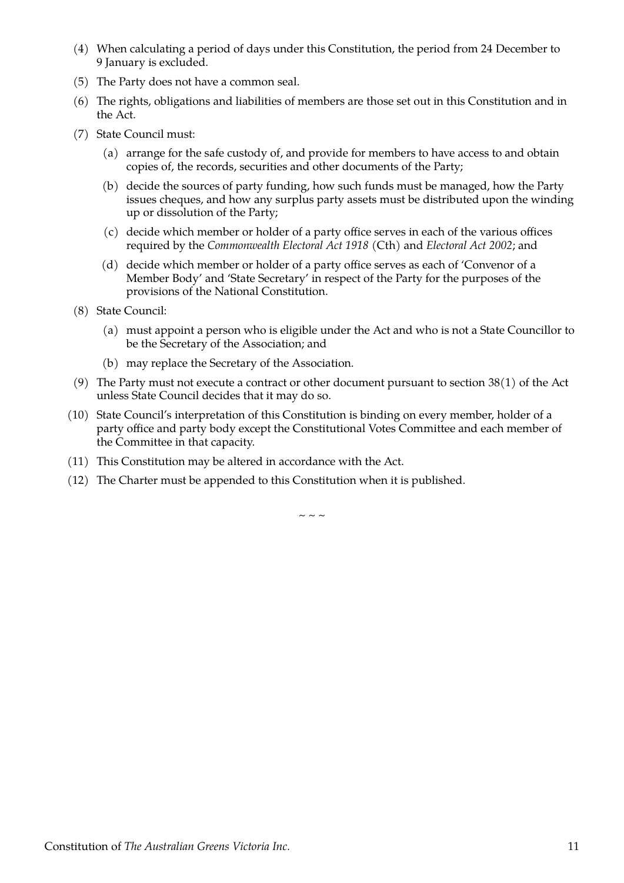(4) When calculating a period of days under this Constitution, the period from 24 December to 9 January is excluded.

(5) The Party does not have a common seal.

(6) The rights, obligations and liabilities of members are those set out in this Constitution and in the Act.

(7) State Council must:

  (a) arrange for the safe custody of, and provide for members to have access to and obtain copies of, the records, securities and other documents of the Party;

  (b) decide the sources of party funding, how such funds must be managed, how the Party issues cheques, and how any surplus party assets must be distributed upon the winding up or dissolution of the Party;

  (c) decide which member or holder of a party office serves in each of the various offices required by the *Commonwealth Electoral Act 1918* (Cth) and *Electoral Act 2002*; and

  (d) decide which member or holder of a party office serves as each of 'Convenor of a Member Body' and 'State Secretary' in respect of the Party for the purposes of the provisions of the National Constitution.

(8) State Council:

  (a) must appoint a person who is eligible under the Act and who is not a State Councillor to be the Secretary of the Association; and

  (b) may replace the Secretary of the Association.

(9) The Party must not execute a contract or other document pursuant to section 38(1) of the Act unless State Council decides that it may do so.

(10) State Council's interpretation of this Constitution is binding on every member, holder of a party office and party body except the Constitutional Votes Committee and each member of the Committee in that capacity.

(11) This Constitution may be altered in accordance with the Act.

(12) The Charter must be appended to this Constitution when it is published.

~ ~ ~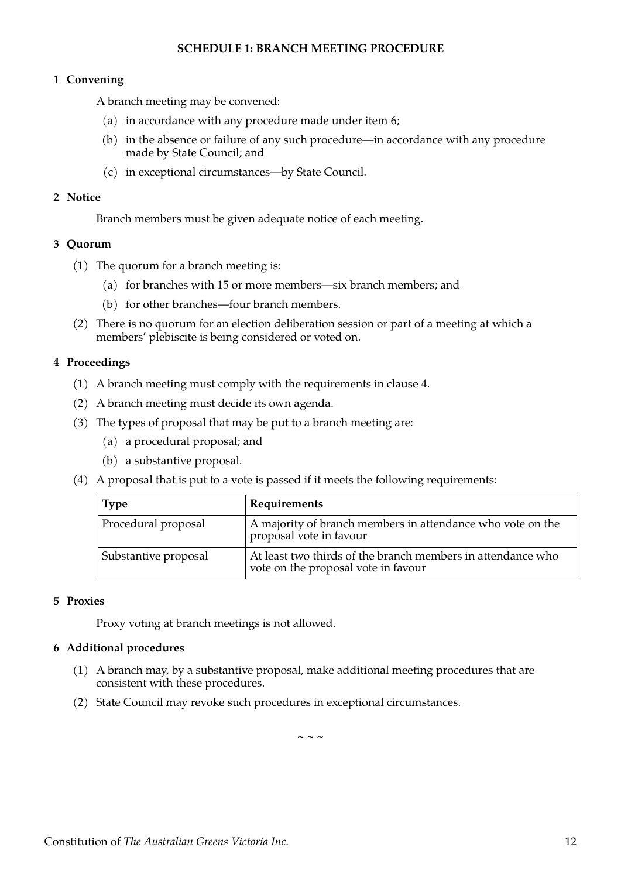## SCHEDULE 1: BRANCH MEETING PROCEDURE

### 1 Convening

A branch meeting may be convened:

(a) in accordance with any procedure made under item 6;

(b) in the absence or failure of any such procedure—in accordance with any procedure made by State Council; and

(c) in exceptional circumstances—by State Council.

### 2 Notice

Branch members must be given adequate notice of each meeting.

### 3 Quorum

(1) The quorum for a branch meeting is:

(a) for branches with 15 or more members—six branch members; and

(b) for other branches—four branch members.

(2) There is no quorum for an election deliberation session or part of a meeting at which a members' plebiscite is being considered or voted on.

### 4 Proceedings

(1) A branch meeting must comply with the requirements in clause 4.

(2) A branch meeting must decide its own agenda.

(3) The types of proposal that may be put to a branch meeting are:

(a) a procedural proposal; and

(b) a substantive proposal.

(4) A proposal that is put to a vote is passed if it meets the following requirements:

| Type | Requirements |
|---|---|
| Procedural proposal | A majority of branch members in attendance who vote on the proposal vote in favour |
| Substantive proposal | At least two thirds of the branch members in attendance who vote on the proposal vote in favour |

### 5 Proxies

Proxy voting at branch meetings is not allowed.

### 6 Additional procedures

(1) A branch may, by a substantive proposal, make additional meeting procedures that are consistent with these procedures.

(2) State Council may revoke such procedures in exceptional circumstances.

~ ~ ~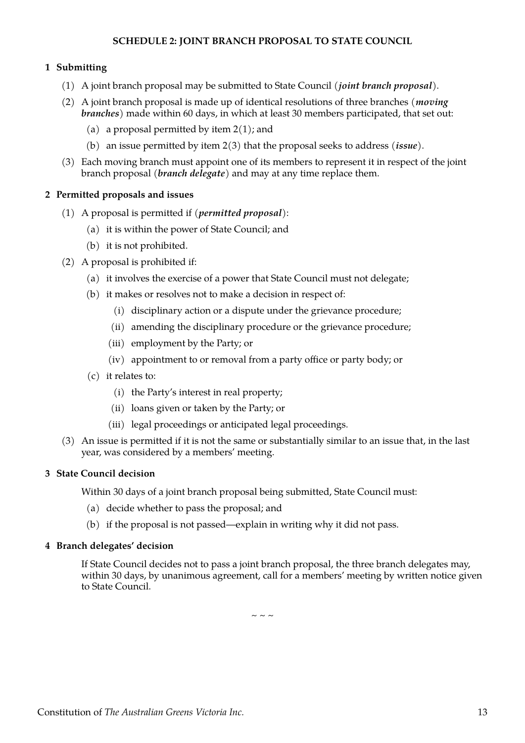## SCHEDULE 2: JOINT BRANCH PROPOSAL TO STATE COUNCIL

### 1 Submitting

(1) A joint branch proposal may be submitted to State Council (***joint branch proposal***).

(2) A joint branch proposal is made up of identical resolutions of three branches (***moving branches***) made within 60 days, in which at least 30 members participated, that set out:

- (a) a proposal permitted by item 2(1); and
- (b) an issue permitted by item 2(3) that the proposal seeks to address (***issue***).

(3) Each moving branch must appoint one of its members to represent it in respect of the joint branch proposal (***branch delegate***) and may at any time replace them.

### 2 Permitted proposals and issues

(1) A proposal is permitted if (***permitted proposal***):

- (a) it is within the power of State Council; and
- (b) it is not prohibited.

(2) A proposal is prohibited if:

- (a) it involves the exercise of a power that State Council must not delegate;
- (b) it makes or resolves not to make a decision in respect of:
  - (i) disciplinary action or a dispute under the grievance procedure;
  - (ii) amending the disciplinary procedure or the grievance procedure;
  - (iii) employment by the Party; or
  - (iv) appointment to or removal from a party office or party body; or
- (c) it relates to:
  - (i) the Party's interest in real property;
  - (ii) loans given or taken by the Party; or
  - (iii) legal proceedings or anticipated legal proceedings.

(3) An issue is permitted if it is not the same or substantially similar to an issue that, in the last year, was considered by a members' meeting.

### 3 State Council decision

Within 30 days of a joint branch proposal being submitted, State Council must:

- (a) decide whether to pass the proposal; and
- (b) if the proposal is not passed—explain in writing why it did not pass.

### 4 Branch delegates' decision

If State Council decides not to pass a joint branch proposal, the three branch delegates may, within 30 days, by unanimous agreement, call for a members' meeting by written notice given to State Council.

~ ~ ~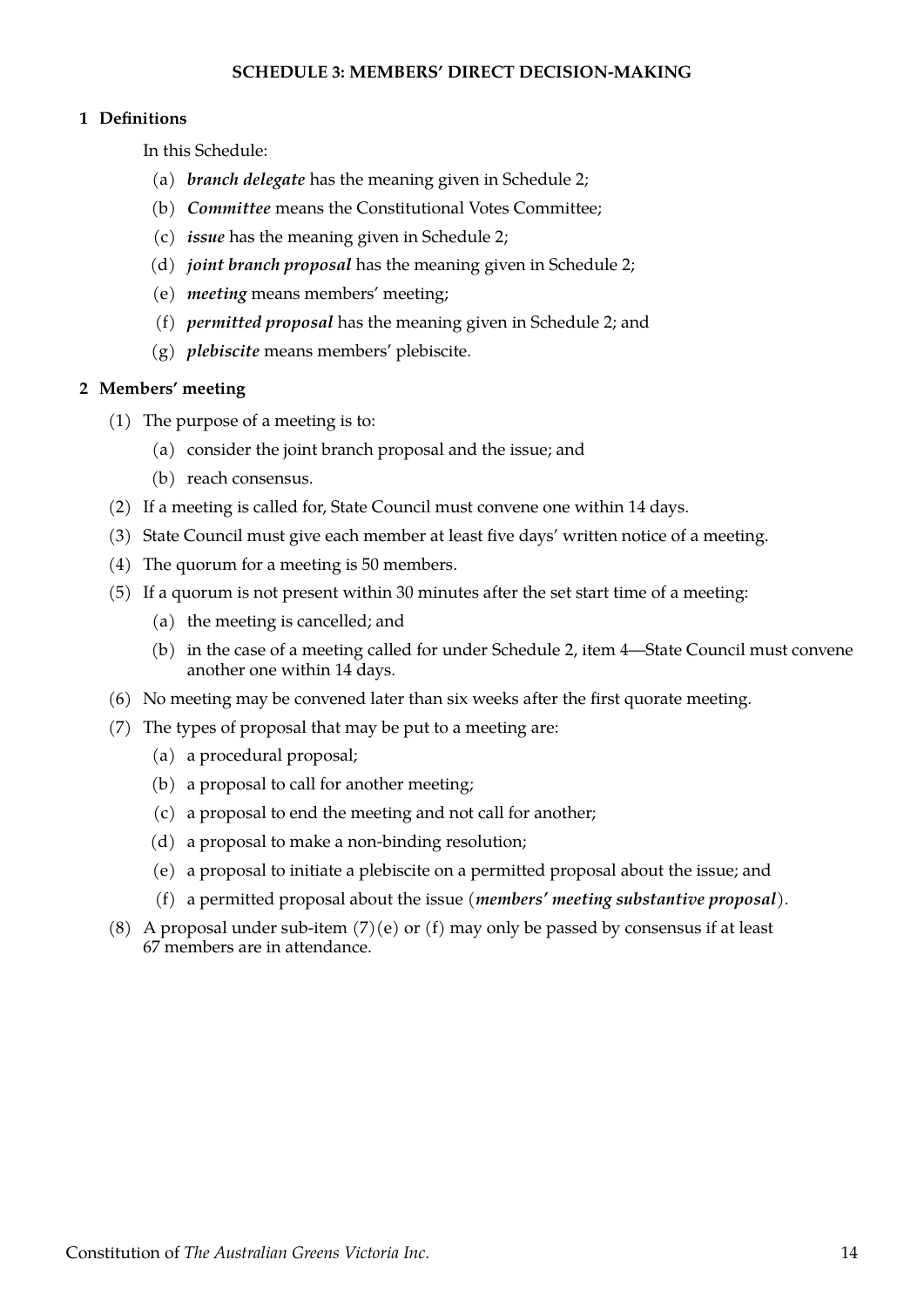## SCHEDULE 3: MEMBERS' DIRECT DECISION-MAKING

### 1 Definitions

In this Schedule:

(a) ***branch delegate*** has the meaning given in Schedule 2;

(b) ***Committee*** means the Constitutional Votes Committee;

(c) ***issue*** has the meaning given in Schedule 2;

(d) ***joint branch proposal*** has the meaning given in Schedule 2;

(e) ***meeting*** means members' meeting;

(f) ***permitted proposal*** has the meaning given in Schedule 2; and

(g) ***plebiscite*** means members' plebiscite.

### 2 Members' meeting

(1) The purpose of a meeting is to:

  (a) consider the joint branch proposal and the issue; and

  (b) reach consensus.

(2) If a meeting is called for, State Council must convene one within 14 days.

(3) State Council must give each member at least five days' written notice of a meeting.

(4) The quorum for a meeting is 50 members.

(5) If a quorum is not present within 30 minutes after the set start time of a meeting:

  (a) the meeting is cancelled; and

  (b) in the case of a meeting called for under Schedule 2, item 4—State Council must convene another one within 14 days.

(6) No meeting may be convened later than six weeks after the first quorate meeting.

(7) The types of proposal that may be put to a meeting are:

  (a) a procedural proposal;

  (b) a proposal to call for another meeting;

  (c) a proposal to end the meeting and not call for another;

  (d) a proposal to make a non-binding resolution;

  (e) a proposal to initiate a plebiscite on a permitted proposal about the issue; and

  (f) a permitted proposal about the issue (***members' meeting substantive proposal***).

(8) A proposal under sub-item (7)(e) or (f) may only be passed by consensus if at least 67 members are in attendance.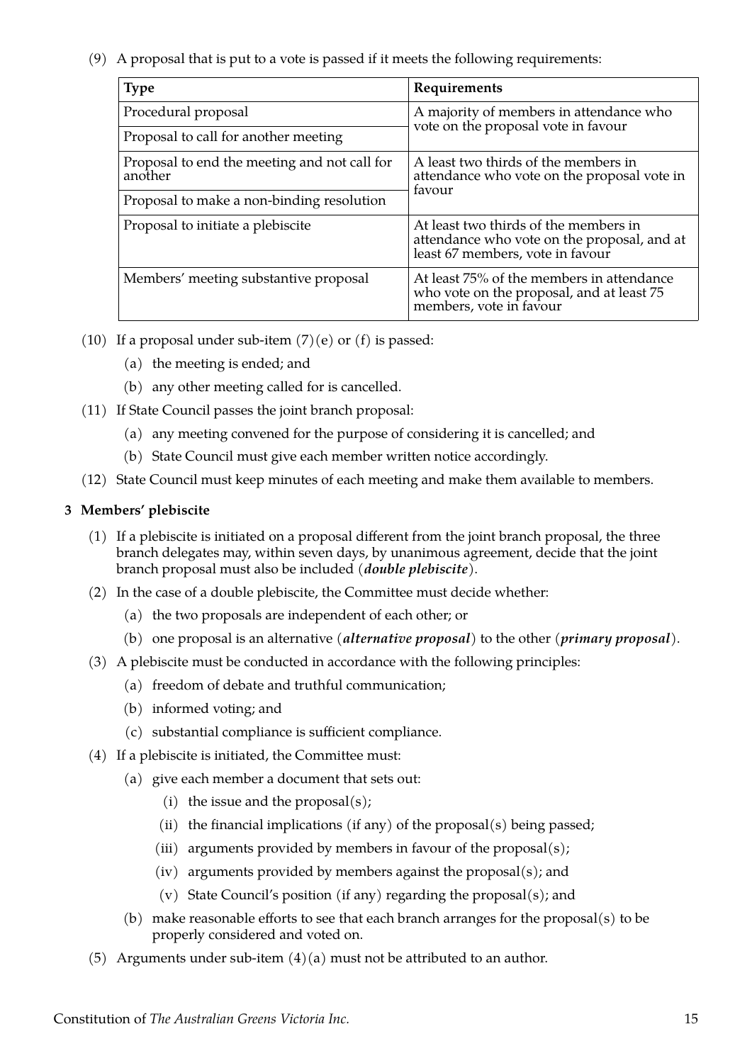(9) A proposal that is put to a vote is passed if it meets the following requirements:

| **Type** | **Requirements** |
| --- | --- |
| Procedural proposal | A majority of members in attendance who vote on the proposal vote in favour |
| Proposal to call for another meeting | |
| Proposal to end the meeting and not call for another | A least two thirds of the members in attendance who vote on the proposal vote in favour |
| Proposal to make a non-binding resolution | |
| Proposal to initiate a plebiscite | At least two thirds of the members in attendance who vote on the proposal, and at least 67 members, vote in favour |
| Members' meeting substantive proposal | At least 75% of the members in attendance who vote on the proposal, and at least 75 members, vote in favour |

(10) If a proposal under sub-item (7)(e) or (f) is passed:

- (a) the meeting is ended; and
- (b) any other meeting called for is cancelled.

(11) If State Council passes the joint branch proposal:

- (a) any meeting convened for the purpose of considering it is cancelled; and
- (b) State Council must give each member written notice accordingly.

(12) State Council must keep minutes of each meeting and make them available to members.

### 3 Members' plebiscite

(1) If a plebiscite is initiated on a proposal different from the joint branch proposal, the three branch delegates may, within seven days, by unanimous agreement, decide that the joint branch proposal must also be included (***double plebiscite***).

(2) In the case of a double plebiscite, the Committee must decide whether:

- (a) the two proposals are independent of each other; or
- (b) one proposal is an alternative (***alternative proposal***) to the other (***primary proposal***).

(3) A plebiscite must be conducted in accordance with the following principles:

- (a) freedom of debate and truthful communication;
- (b) informed voting; and
- (c) substantial compliance is sufficient compliance.

(4) If a plebiscite is initiated, the Committee must:

- (a) give each member a document that sets out:
  - (i) the issue and the proposal(s);
  - (ii) the financial implications (if any) of the proposal(s) being passed;
  - (iii) arguments provided by members in favour of the proposal(s);
  - (iv) arguments provided by members against the proposal(s); and
  - (v) State Council's position (if any) regarding the proposal(s); and
- (b) make reasonable efforts to see that each branch arranges for the proposal(s) to be properly considered and voted on.

(5) Arguments under sub-item (4)(a) must not be attributed to an author.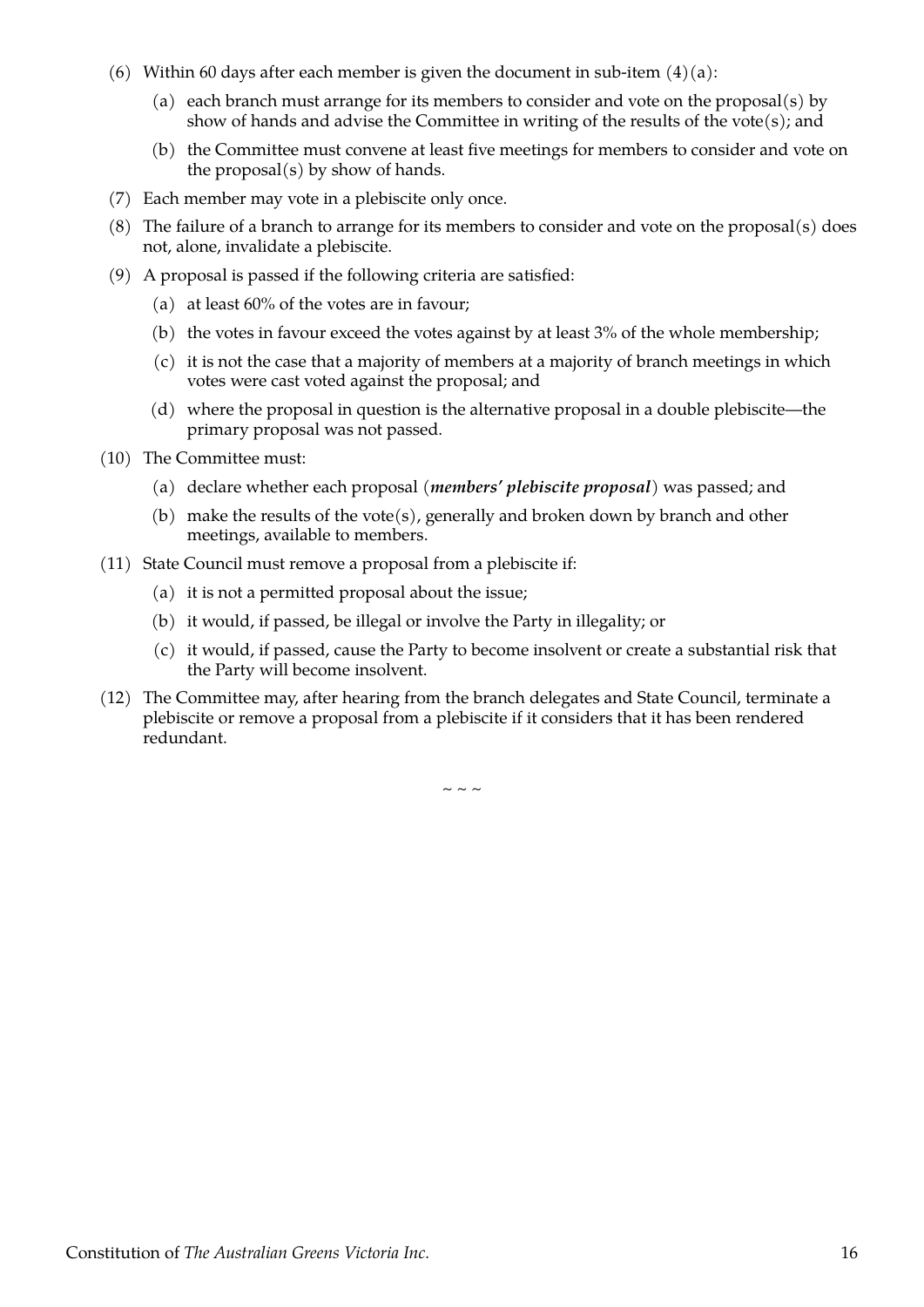(6) Within 60 days after each member is given the document in sub-item (4)(a):

    (a) each branch must arrange for its members to consider and vote on the proposal(s) by show of hands and advise the Committee in writing of the results of the vote(s); and

    (b) the Committee must convene at least five meetings for members to consider and vote on the proposal(s) by show of hands.

(7) Each member may vote in a plebiscite only once.

(8) The failure of a branch to arrange for its members to consider and vote on the proposal(s) does not, alone, invalidate a plebiscite.

(9) A proposal is passed if the following criteria are satisfied:

    (a) at least 60% of the votes are in favour;

    (b) the votes in favour exceed the votes against by at least 3% of the whole membership;

    (c) it is not the case that a majority of members at a majority of branch meetings in which votes were cast voted against the proposal; and

    (d) where the proposal in question is the alternative proposal in a double plebiscite—the primary proposal was not passed.

(10) The Committee must:

    (a) declare whether each proposal (***members' plebiscite proposal***) was passed; and

    (b) make the results of the vote(s), generally and broken down by branch and other meetings, available to members.

(11) State Council must remove a proposal from a plebiscite if:

    (a) it is not a permitted proposal about the issue;

    (b) it would, if passed, be illegal or involve the Party in illegality; or

    (c) it would, if passed, cause the Party to become insolvent or create a substantial risk that the Party will become insolvent.

(12) The Committee may, after hearing from the branch delegates and State Council, terminate a plebiscite or remove a proposal from a plebiscite if it considers that it has been rendered redundant.

~ ~ ~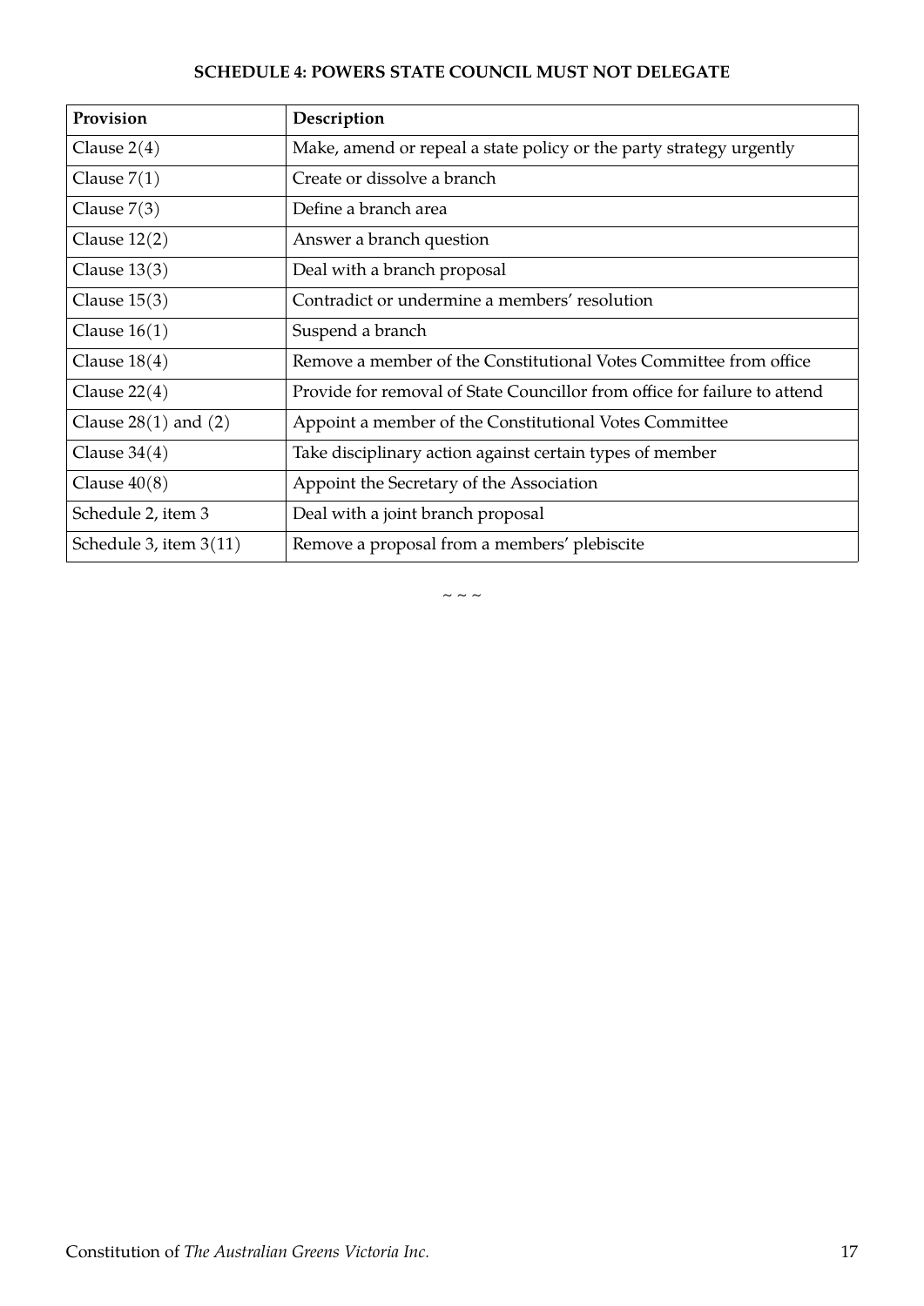## SCHEDULE 4: POWERS STATE COUNCIL MUST NOT DELEGATE

| Provision | Description |
| --- | --- |
| Clause 2(4) | Make, amend or repeal a state policy or the party strategy urgently |
| Clause 7(1) | Create or dissolve a branch |
| Clause 7(3) | Define a branch area |
| Clause 12(2) | Answer a branch question |
| Clause 13(3) | Deal with a branch proposal |
| Clause 15(3) | Contradict or undermine a members' resolution |
| Clause 16(1) | Suspend a branch |
| Clause 18(4) | Remove a member of the Constitutional Votes Committee from office |
| Clause 22(4) | Provide for removal of State Councillor from office for failure to attend |
| Clause 28(1) and (2) | Appoint a member of the Constitutional Votes Committee |
| Clause 34(4) | Take disciplinary action against certain types of member |
| Clause 40(8) | Appoint the Secretary of the Association |
| Schedule 2, item 3 | Deal with a joint branch proposal |
| Schedule 3, item 3(11) | Remove a proposal from a members' plebiscite |

~ ~ ~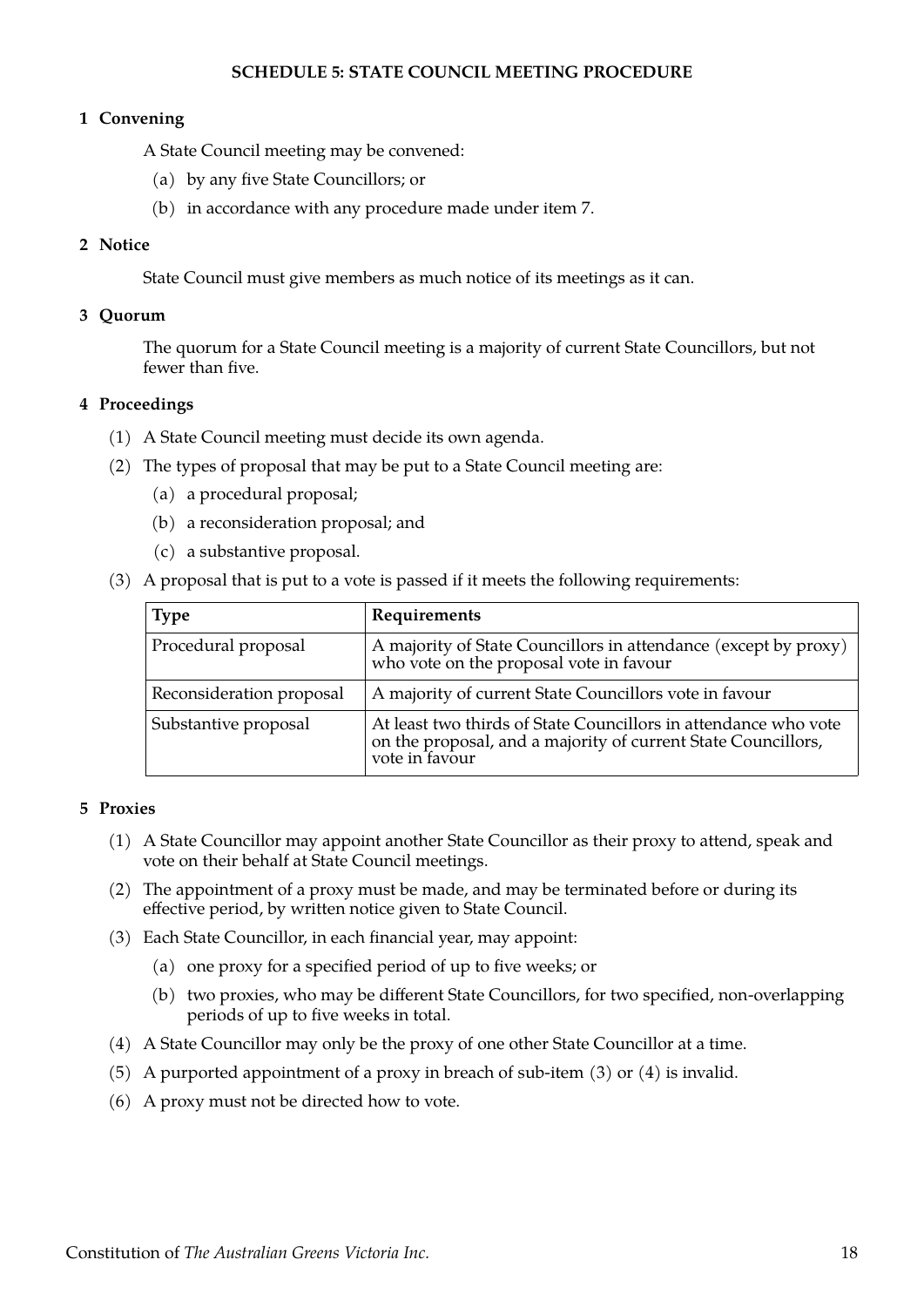## SCHEDULE 5: STATE COUNCIL MEETING PROCEDURE

### 1 Convening

A State Council meeting may be convened:

(a) by any five State Councillors; or

(b) in accordance with any procedure made under item 7.

### 2 Notice

State Council must give members as much notice of its meetings as it can.

### 3 Quorum

The quorum for a State Council meeting is a majority of current State Councillors, but not fewer than five.

### 4 Proceedings

(1) A State Council meeting must decide its own agenda.

(2) The types of proposal that may be put to a State Council meeting are:

(a) a procedural proposal;

(b) a reconsideration proposal; and

(c) a substantive proposal.

(3) A proposal that is put to a vote is passed if it meets the following requirements:

| Type | Requirements |
| --- | --- |
| Procedural proposal | A majority of State Councillors in attendance (except by proxy) who vote on the proposal vote in favour |
| Reconsideration proposal | A majority of current State Councillors vote in favour |
| Substantive proposal | At least two thirds of State Councillors in attendance who vote on the proposal, and a majority of current State Councillors, vote in favour |

### 5 Proxies

(1) A State Councillor may appoint another State Councillor as their proxy to attend, speak and vote on their behalf at State Council meetings.

(2) The appointment of a proxy must be made, and may be terminated before or during its effective period, by written notice given to State Council.

(3) Each State Councillor, in each financial year, may appoint:

(a) one proxy for a specified period of up to five weeks; or

(b) two proxies, who may be different State Councillors, for two specified, non-overlapping periods of up to five weeks in total.

(4) A State Councillor may only be the proxy of one other State Councillor at a time.

(5) A purported appointment of a proxy in breach of sub-item (3) or (4) is invalid.

(6) A proxy must not be directed how to vote.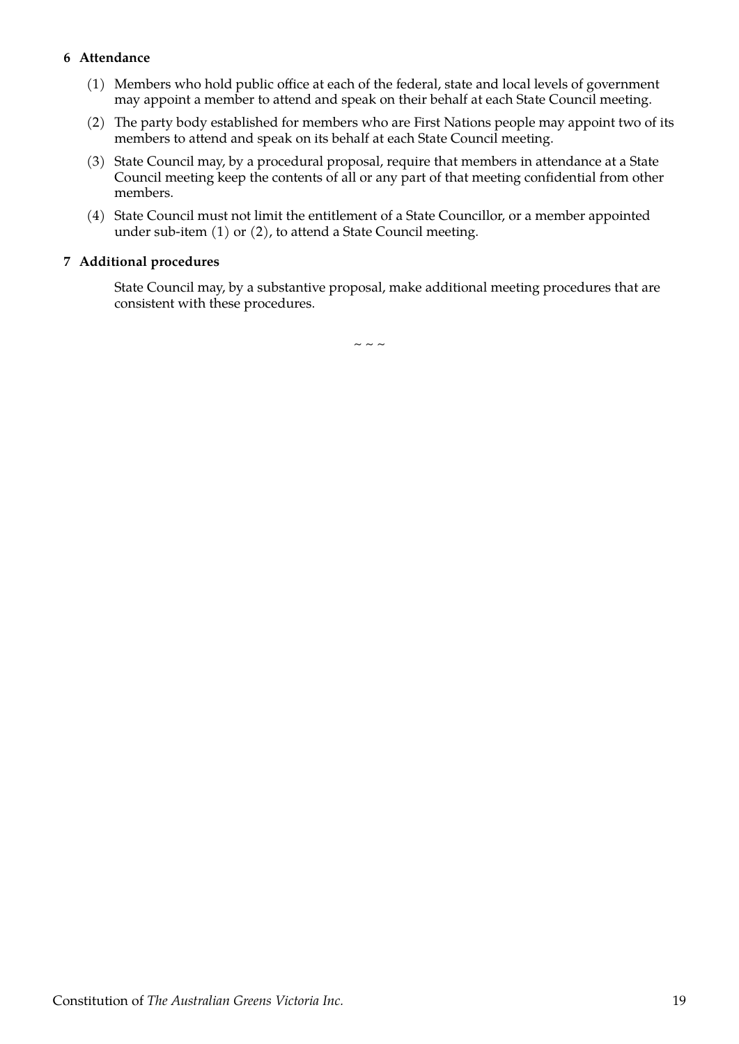**6 Attendance**

(1) Members who hold public office at each of the federal, state and local levels of government may appoint a member to attend and speak on their behalf at each State Council meeting.

(2) The party body established for members who are First Nations people may appoint two of its members to attend and speak on its behalf at each State Council meeting.

(3) State Council may, by a procedural proposal, require that members in attendance at a State Council meeting keep the contents of all or any part of that meeting confidential from other members.

(4) State Council must not limit the entitlement of a State Councillor, or a member appointed under sub-item (1) or (2), to attend a State Council meeting.

**7 Additional procedures**

State Council may, by a substantive proposal, make additional meeting procedures that are consistent with these procedures.

~ ~ ~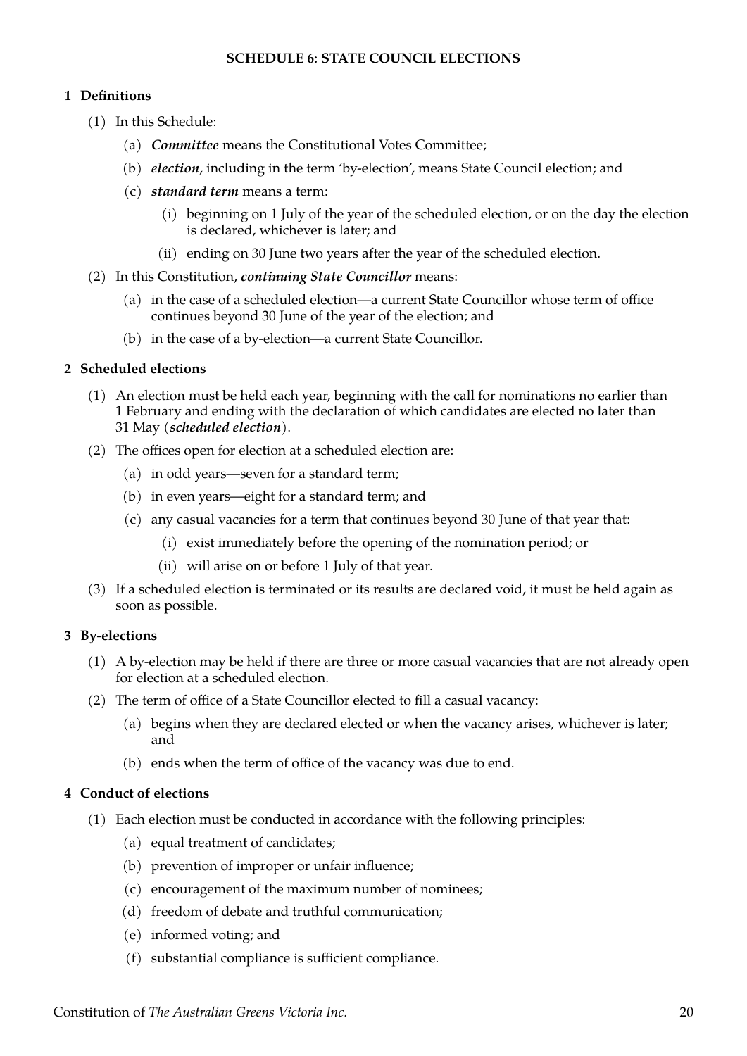## SCHEDULE 6: STATE COUNCIL ELECTIONS

### 1 Definitions

(1) In this Schedule:

(a) ***Committee*** means the Constitutional Votes Committee;

(b) ***election***, including in the term 'by-election', means State Council election; and

(c) ***standard term*** means a term:

(i) beginning on 1 July of the year of the scheduled election, or on the day the election is declared, whichever is later; and

(ii) ending on 30 June two years after the year of the scheduled election.

(2) In this Constitution, ***continuing State Councillor*** means:

(a) in the case of a scheduled election—a current State Councillor whose term of office continues beyond 30 June of the year of the election; and

(b) in the case of a by-election—a current State Councillor.

### 2 Scheduled elections

(1) An election must be held each year, beginning with the call for nominations no earlier than 1 February and ending with the declaration of which candidates are elected no later than 31 May (***scheduled election***).

(2) The offices open for election at a scheduled election are:

(a) in odd years—seven for a standard term;

(b) in even years—eight for a standard term; and

(c) any casual vacancies for a term that continues beyond 30 June of that year that:

(i) exist immediately before the opening of the nomination period; or

(ii) will arise on or before 1 July of that year.

(3) If a scheduled election is terminated or its results are declared void, it must be held again as soon as possible.

### 3 By-elections

(1) A by-election may be held if there are three or more casual vacancies that are not already open for election at a scheduled election.

(2) The term of office of a State Councillor elected to fill a casual vacancy:

(a) begins when they are declared elected or when the vacancy arises, whichever is later; and

(b) ends when the term of office of the vacancy was due to end.

### 4 Conduct of elections

(1) Each election must be conducted in accordance with the following principles:

(a) equal treatment of candidates;

(b) prevention of improper or unfair influence;

(c) encouragement of the maximum number of nominees;

(d) freedom of debate and truthful communication;

(e) informed voting; and

(f) substantial compliance is sufficient compliance.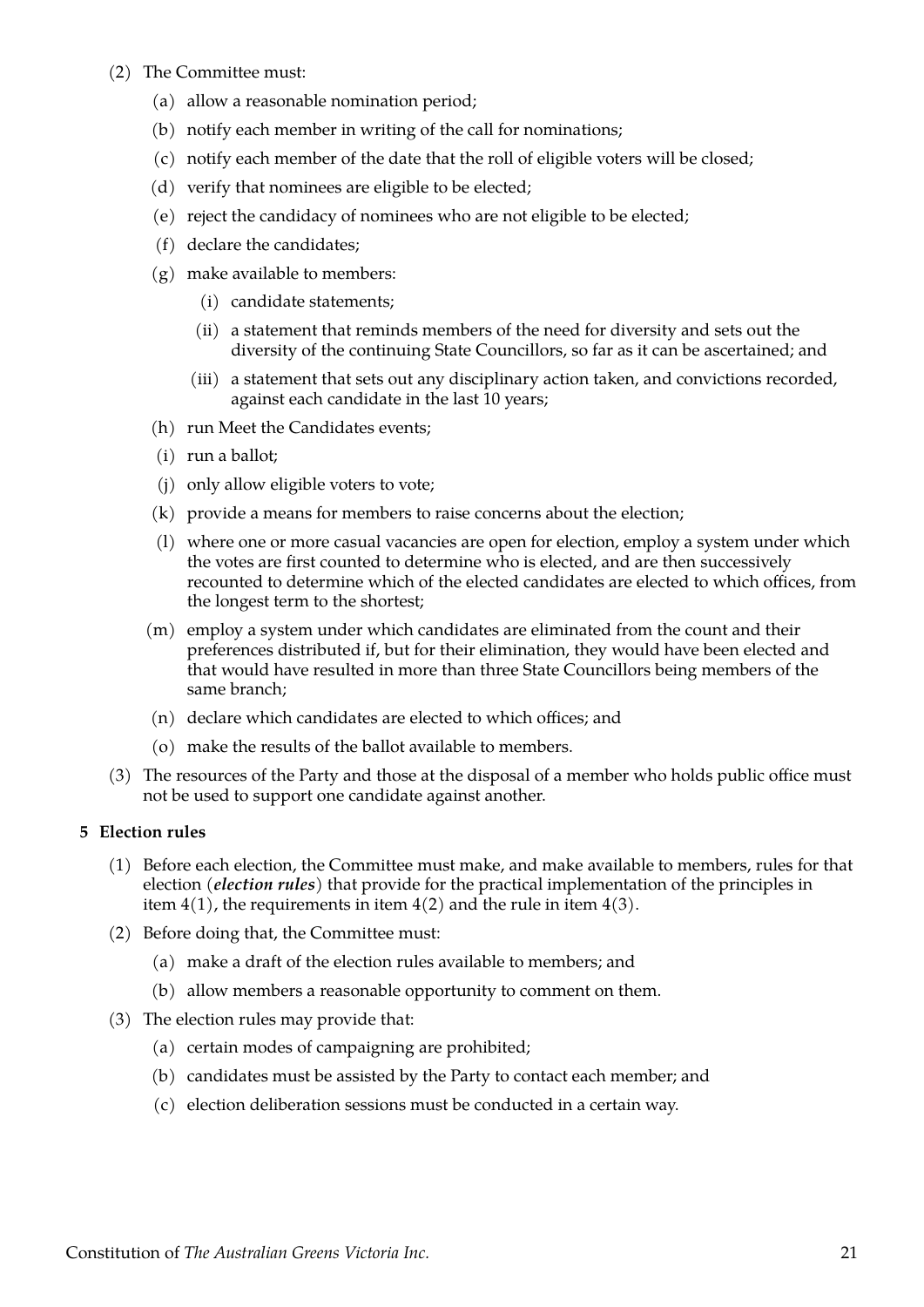(2) The Committee must:

  (a) allow a reasonable nomination period;

  (b) notify each member in writing of the call for nominations;

  (c) notify each member of the date that the roll of eligible voters will be closed;

  (d) verify that nominees are eligible to be elected;

  (e) reject the candidacy of nominees who are not eligible to be elected;

  (f) declare the candidates;

  (g) make available to members:

    (i) candidate statements;

    (ii) a statement that reminds members of the need for diversity and sets out the diversity of the continuing State Councillors, so far as it can be ascertained; and

    (iii) a statement that sets out any disciplinary action taken, and convictions recorded, against each candidate in the last 10 years;

  (h) run Meet the Candidates events;

  (i) run a ballot;

  (j) only allow eligible voters to vote;

  (k) provide a means for members to raise concerns about the election;

  (l) where one or more casual vacancies are open for election, employ a system under which the votes are first counted to determine who is elected, and are then successively recounted to determine which of the elected candidates are elected to which offices, from the longest term to the shortest;

  (m) employ a system under which candidates are eliminated from the count and their preferences distributed if, but for their elimination, they would have been elected and that would have resulted in more than three State Councillors being members of the same branch;

  (n) declare which candidates are elected to which offices; and

  (o) make the results of the ballot available to members.

(3) The resources of the Party and those at the disposal of a member who holds public office must not be used to support one candidate against another.

**5 Election rules**

(1) Before each election, the Committee must make, and make available to members, rules for that election (***election rules***) that provide for the practical implementation of the principles in item 4(1), the requirements in item 4(2) and the rule in item 4(3).

(2) Before doing that, the Committee must:

  (a) make a draft of the election rules available to members; and

  (b) allow members a reasonable opportunity to comment on them.

(3) The election rules may provide that:

  (a) certain modes of campaigning are prohibited;

  (b) candidates must be assisted by the Party to contact each member; and

  (c) election deliberation sessions must be conducted in a certain way.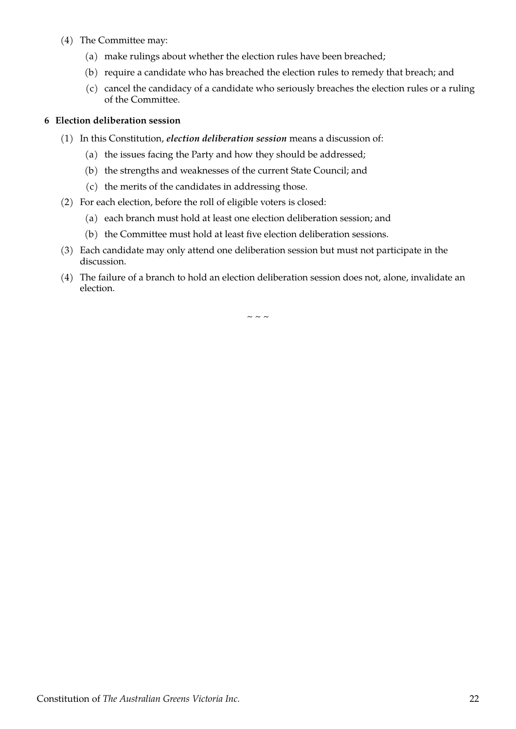(4) The Committee may:

  (a) make rulings about whether the election rules have been breached;

  (b) require a candidate who has breached the election rules to remedy that breach; and

  (c) cancel the candidacy of a candidate who seriously breaches the election rules or a ruling of the Committee.

**6 Election deliberation session**

(1) In this Constitution, ***election deliberation session*** means a discussion of:

  (a) the issues facing the Party and how they should be addressed;

  (b) the strengths and weaknesses of the current State Council; and

  (c) the merits of the candidates in addressing those.

(2) For each election, before the roll of eligible voters is closed:

  (a) each branch must hold at least one election deliberation session; and

  (b) the Committee must hold at least five election deliberation sessions.

(3) Each candidate may only attend one deliberation session but must not participate in the discussion.

(4) The failure of a branch to hold an election deliberation session does not, alone, invalidate an election.

~ ~ ~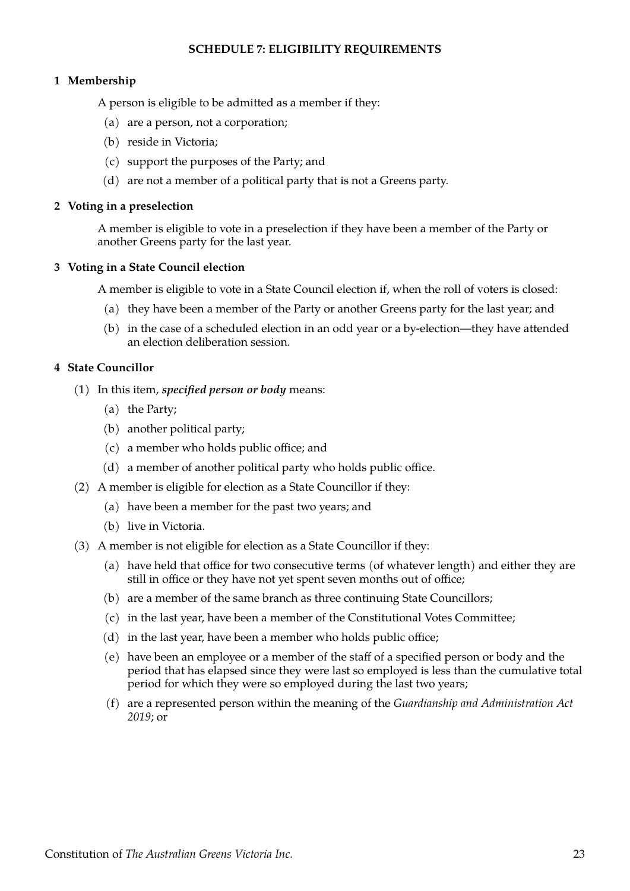## SCHEDULE 7: ELIGIBILITY REQUIREMENTS

### 1 Membership

A person is eligible to be admitted as a member if they:

(a) are a person, not a corporation;

(b) reside in Victoria;

(c) support the purposes of the Party; and

(d) are not a member of a political party that is not a Greens party.

### 2 Voting in a preselection

A member is eligible to vote in a preselection if they have been a member of the Party or another Greens party for the last year.

### 3 Voting in a State Council election

A member is eligible to vote in a State Council election if, when the roll of voters is closed:

(a) they have been a member of the Party or another Greens party for the last year; and

(b) in the case of a scheduled election in an odd year or a by-election—they have attended an election deliberation session.

### 4 State Councillor

(1) In this item, ***specified person or body*** means:

(a) the Party;

(b) another political party;

(c) a member who holds public office; and

(d) a member of another political party who holds public office.

(2) A member is eligible for election as a State Councillor if they:

(a) have been a member for the past two years; and

(b) live in Victoria.

(3) A member is not eligible for election as a State Councillor if they:

(a) have held that office for two consecutive terms (of whatever length) and either they are still in office or they have not yet spent seven months out of office;

(b) are a member of the same branch as three continuing State Councillors;

(c) in the last year, have been a member of the Constitutional Votes Committee;

(d) in the last year, have been a member who holds public office;

(e) have been an employee or a member of the staff of a specified person or body and the period that has elapsed since they were last so employed is less than the cumulative total period for which they were so employed during the last two years;

(f) are a represented person within the meaning of the *Guardianship and Administration Act 2019*; or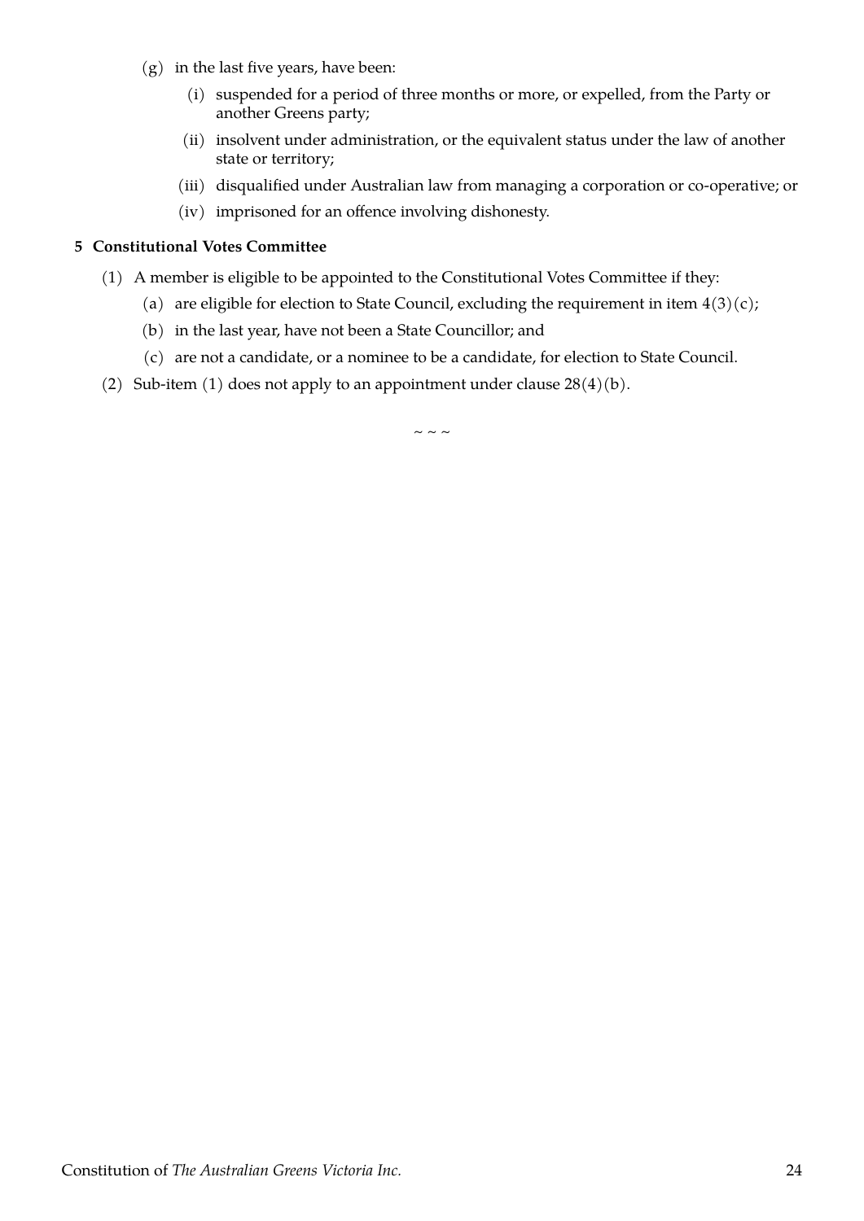(g) in the last five years, have been:

  (i) suspended for a period of three months or more, or expelled, from the Party or another Greens party;

  (ii) insolvent under administration, or the equivalent status under the law of another state or territory;

  (iii) disqualified under Australian law from managing a corporation or co-operative; or

  (iv) imprisoned for an offence involving dishonesty.

**5 Constitutional Votes Committee**

(1) A member is eligible to be appointed to the Constitutional Votes Committee if they:

  (a) are eligible for election to State Council, excluding the requirement in item 4(3)(c);

  (b) in the last year, have not been a State Councillor; and

  (c) are not a candidate, or a nominee to be a candidate, for election to State Council.

(2) Sub-item (1) does not apply to an appointment under clause 28(4)(b).

~ ~ ~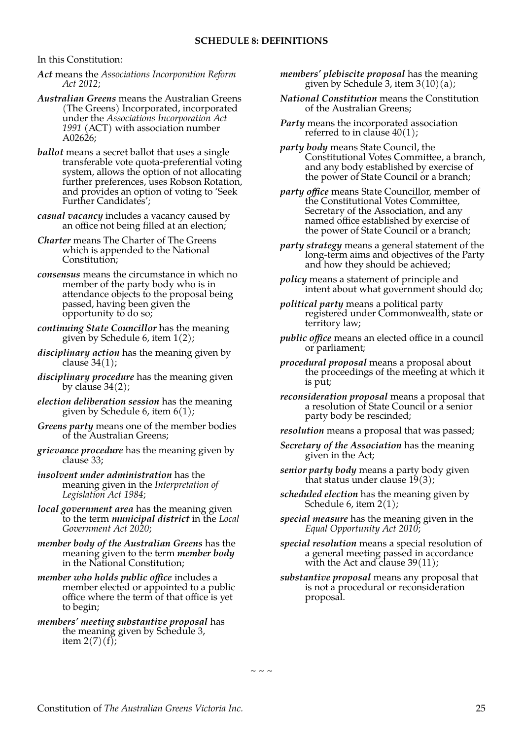## SCHEDULE 8: DEFINITIONS

In this Constitution:

***Act*** means the *Associations Incorporation Reform Act 2012*;

***Australian Greens*** means the Australian Greens (The Greens) Incorporated, incorporated under the *Associations Incorporation Act 1991* (ACT) with association number A02626;

***ballot*** means a secret ballot that uses a single transferable vote quota-preferential voting system, allows the option of not allocating further preferences, uses Robson Rotation, and provides an option of voting to 'Seek Further Candidates';

***casual vacancy*** includes a vacancy caused by an office not being filled at an election;

***Charter*** means The Charter of The Greens which is appended to the National Constitution;

***consensus*** means the circumstance in which no member of the party body who is in attendance objects to the proposal being passed, having been given the opportunity to do so;

***continuing State Councillor*** has the meaning given by Schedule 6, item 1(2);

***disciplinary action*** has the meaning given by clause 34(1);

***disciplinary procedure*** has the meaning given by clause 34(2);

***election deliberation session*** has the meaning given by Schedule 6, item 6(1);

***Greens party*** means one of the member bodies of the Australian Greens;

***grievance procedure*** has the meaning given by clause 33;

***insolvent under administration*** has the meaning given in the *Interpretation of Legislation Act 1984*;

***local government area*** has the meaning given to the term ***municipal district*** in the *Local Government Act 2020*;

***member body of the Australian Greens*** has the meaning given to the term ***member body*** in the National Constitution;

***member who holds public office*** includes a member elected or appointed to a public office where the term of that office is yet to begin;

***members' meeting substantive proposal*** has the meaning given by Schedule 3, item 2(7)(f);

***members' plebiscite proposal*** has the meaning given by Schedule 3, item 3(10)(a);

***National Constitution*** means the Constitution of the Australian Greens;

***Party*** means the incorporated association referred to in clause 40(1);

***party body*** means State Council, the Constitutional Votes Committee, a branch, and any body established by exercise of the power of State Council or a branch;

***party office*** means State Councillor, member of the Constitutional Votes Committee, Secretary of the Association, and any named office established by exercise of the power of State Council or a branch;

***party strategy*** means a general statement of the long-term aims and objectives of the Party and how they should be achieved;

***policy*** means a statement of principle and intent about what government should do;

***political party*** means a political party registered under Commonwealth, state or territory law;

***public office*** means an elected office in a council or parliament;

***procedural proposal*** means a proposal about the proceedings of the meeting at which it is put;

***reconsideration proposal*** means a proposal that a resolution of State Council or a senior party body be rescinded;

***resolution*** means a proposal that was passed;

***Secretary of the Association*** has the meaning given in the Act;

***senior party body*** means a party body given that status under clause 19(3);

***scheduled election*** has the meaning given by Schedule 6, item 2(1);

***special measure*** has the meaning given in the *Equal Opportunity Act 2010*;

***special resolution*** means a special resolution of a general meeting passed in accordance with the Act and clause 39(11);

***substantive proposal*** means any proposal that is not a procedural or reconsideration proposal.

~ ~ ~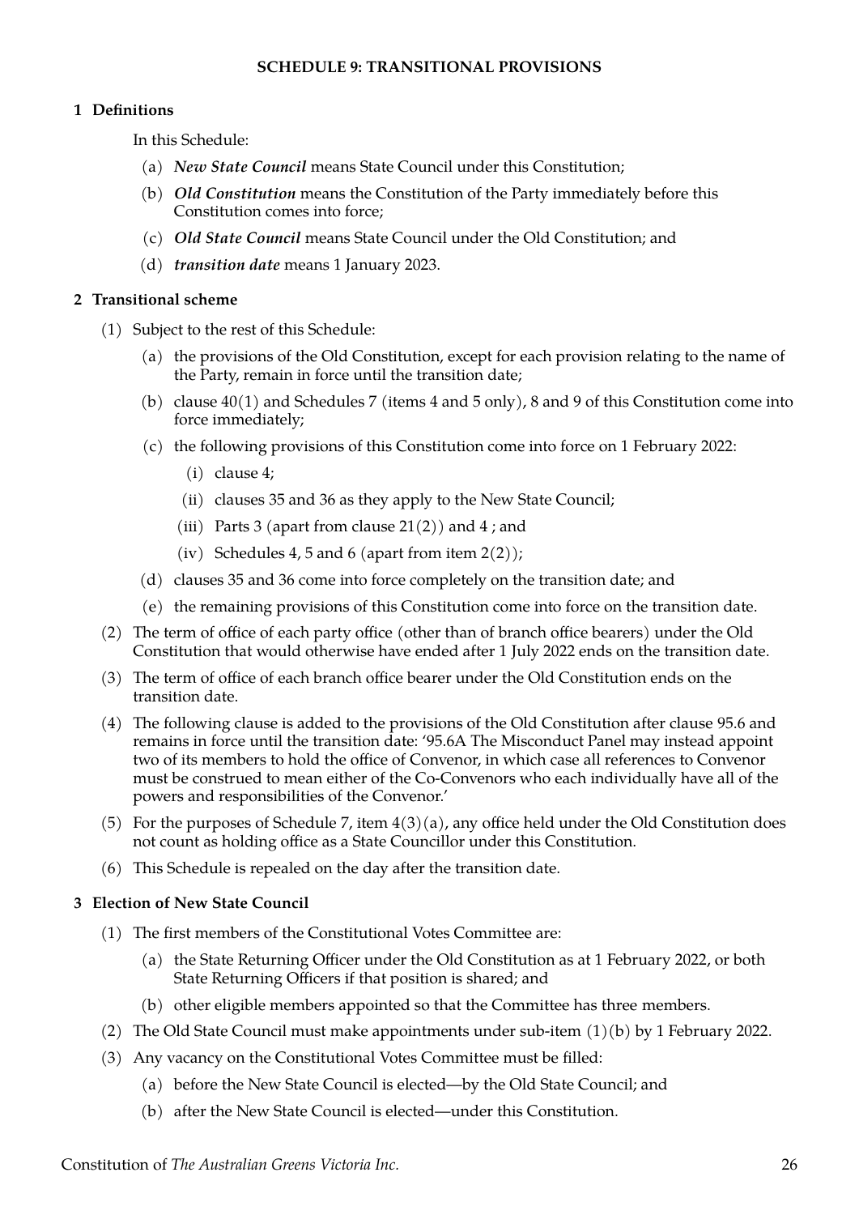## SCHEDULE 9: TRANSITIONAL PROVISIONS

### 1 Definitions

In this Schedule:

(a) ***New State Council*** means State Council under this Constitution;

(b) ***Old Constitution*** means the Constitution of the Party immediately before this Constitution comes into force;

(c) ***Old State Council*** means State Council under the Old Constitution; and

(d) ***transition date*** means 1 January 2023.

### 2 Transitional scheme

(1) Subject to the rest of this Schedule:

(a) the provisions of the Old Constitution, except for each provision relating to the name of the Party, remain in force until the transition date;

(b) clause 40(1) and Schedules 7 (items 4 and 5 only), 8 and 9 of this Constitution come into force immediately;

(c) the following provisions of this Constitution come into force on 1 February 2022:

(i) clause 4;

(ii) clauses 35 and 36 as they apply to the New State Council;

(iii) Parts 3 (apart from clause 21(2)) and 4 ; and

(iv) Schedules 4, 5 and 6 (apart from item 2(2));

(d) clauses 35 and 36 come into force completely on the transition date; and

(e) the remaining provisions of this Constitution come into force on the transition date.

(2) The term of office of each party office (other than of branch office bearers) under the Old Constitution that would otherwise have ended after 1 July 2022 ends on the transition date.

(3) The term of office of each branch office bearer under the Old Constitution ends on the transition date.

(4) The following clause is added to the provisions of the Old Constitution after clause 95.6 and remains in force until the transition date: '95.6A The Misconduct Panel may instead appoint two of its members to hold the office of Convenor, in which case all references to Convenor must be construed to mean either of the Co-Convenors who each individually have all of the powers and responsibilities of the Convenor.'

(5) For the purposes of Schedule 7, item 4(3)(a), any office held under the Old Constitution does not count as holding office as a State Councillor under this Constitution.

(6) This Schedule is repealed on the day after the transition date.

### 3 Election of New State Council

(1) The first members of the Constitutional Votes Committee are:

(a) the State Returning Officer under the Old Constitution as at 1 February 2022, or both State Returning Officers if that position is shared; and

(b) other eligible members appointed so that the Committee has three members.

(2) The Old State Council must make appointments under sub-item (1)(b) by 1 February 2022.

(3) Any vacancy on the Constitutional Votes Committee must be filled:

(a) before the New State Council is elected—by the Old State Council; and

(b) after the New State Council is elected—under this Constitution.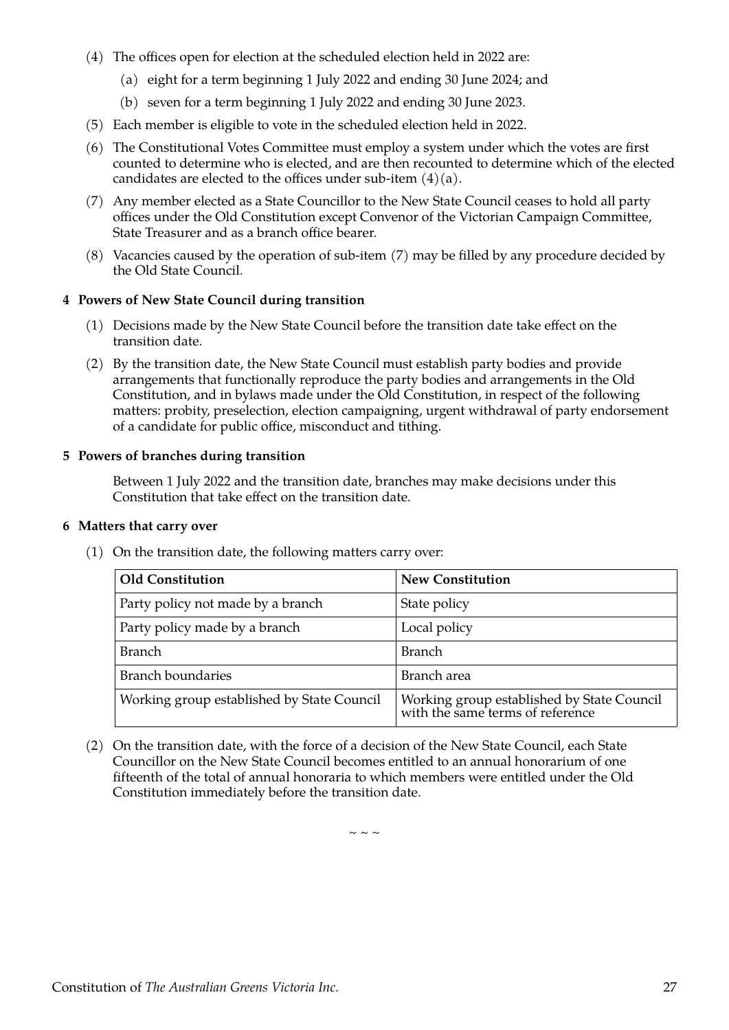(4) The offices open for election at the scheduled election held in 2022 are:

   (a) eight for a term beginning 1 July 2022 and ending 30 June 2024; and

   (b) seven for a term beginning 1 July 2022 and ending 30 June 2023.

(5) Each member is eligible to vote in the scheduled election held in 2022.

(6) The Constitutional Votes Committee must employ a system under which the votes are first counted to determine who is elected, and are then recounted to determine which of the elected candidates are elected to the offices under sub-item (4)(a).

(7) Any member elected as a State Councillor to the New State Council ceases to hold all party offices under the Old Constitution except Convenor of the Victorian Campaign Committee, State Treasurer and as a branch office bearer.

(8) Vacancies caused by the operation of sub-item (7) may be filled by any procedure decided by the Old State Council.

**4 Powers of New State Council during transition**

(1) Decisions made by the New State Council before the transition date take effect on the transition date.

(2) By the transition date, the New State Council must establish party bodies and provide arrangements that functionally reproduce the party bodies and arrangements in the Old Constitution, and in bylaws made under the Old Constitution, in respect of the following matters: probity, preselection, election campaigning, urgent withdrawal of party endorsement of a candidate for public office, misconduct and tithing.

**5 Powers of branches during transition**

Between 1 July 2022 and the transition date, branches may make decisions under this Constitution that take effect on the transition date.

**6 Matters that carry over**

(1) On the transition date, the following matters carry over:

| **Old Constitution** | **New Constitution** |
|---|---|
| Party policy not made by a branch | State policy |
| Party policy made by a branch | Local policy |
| Branch | Branch |
| Branch boundaries | Branch area |
| Working group established by State Council | Working group established by State Council with the same terms of reference |

(2) On the transition date, with the force of a decision of the New State Council, each State Councillor on the New State Council becomes entitled to an annual honorarium of one fifteenth of the total of annual honoraria to which members were entitled under the Old Constitution immediately before the transition date.

~ ~ ~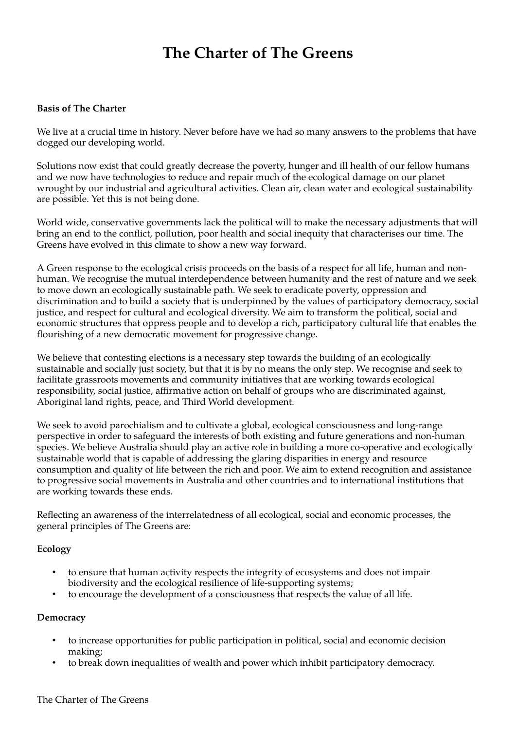# The Charter of The Greens

**Basis of The Charter**

We live at a crucial time in history. Never before have we had so many answers to the problems that have dogged our developing world.

Solutions now exist that could greatly decrease the poverty, hunger and ill health of our fellow humans and we now have technologies to reduce and repair much of the ecological damage on our planet wrought by our industrial and agricultural activities. Clean air, clean water and ecological sustainability are possible. Yet this is not being done.

World wide, conservative governments lack the political will to make the necessary adjustments that will bring an end to the conflict, pollution, poor health and social inequity that characterises our time. The Greens have evolved in this climate to show a new way forward.

A Green response to the ecological crisis proceeds on the basis of a respect for all life, human and non-human. We recognise the mutual interdependence between humanity and the rest of nature and we seek to move down an ecologically sustainable path. We seek to eradicate poverty, oppression and discrimination and to build a society that is underpinned by the values of participatory democracy, social justice, and respect for cultural and ecological diversity. We aim to transform the political, social and economic structures that oppress people and to develop a rich, participatory cultural life that enables the flourishing of a new democratic movement for progressive change.

We believe that contesting elections is a necessary step towards the building of an ecologically sustainable and socially just society, but that it is by no means the only step. We recognise and seek to facilitate grassroots movements and community initiatives that are working towards ecological responsibility, social justice, affirmative action on behalf of groups who are discriminated against, Aboriginal land rights, peace, and Third World development.

We seek to avoid parochialism and to cultivate a global, ecological consciousness and long-range perspective in order to safeguard the interests of both existing and future generations and non-human species. We believe Australia should play an active role in building a more co-operative and ecologically sustainable world that is capable of addressing the glaring disparities in energy and resource consumption and quality of life between the rich and poor. We aim to extend recognition and assistance to progressive social movements in Australia and other countries and to international institutions that are working towards these ends.

Reflecting an awareness of the interrelatedness of all ecological, social and economic processes, the general principles of The Greens are:

**Ecology**

- to ensure that human activity respects the integrity of ecosystems and does not impair biodiversity and the ecological resilience of life-supporting systems;
- to encourage the development of a consciousness that respects the value of all life.

**Democracy**

- to increase opportunities for public participation in political, social and economic decision making;
- to break down inequalities of wealth and power which inhibit participatory democracy.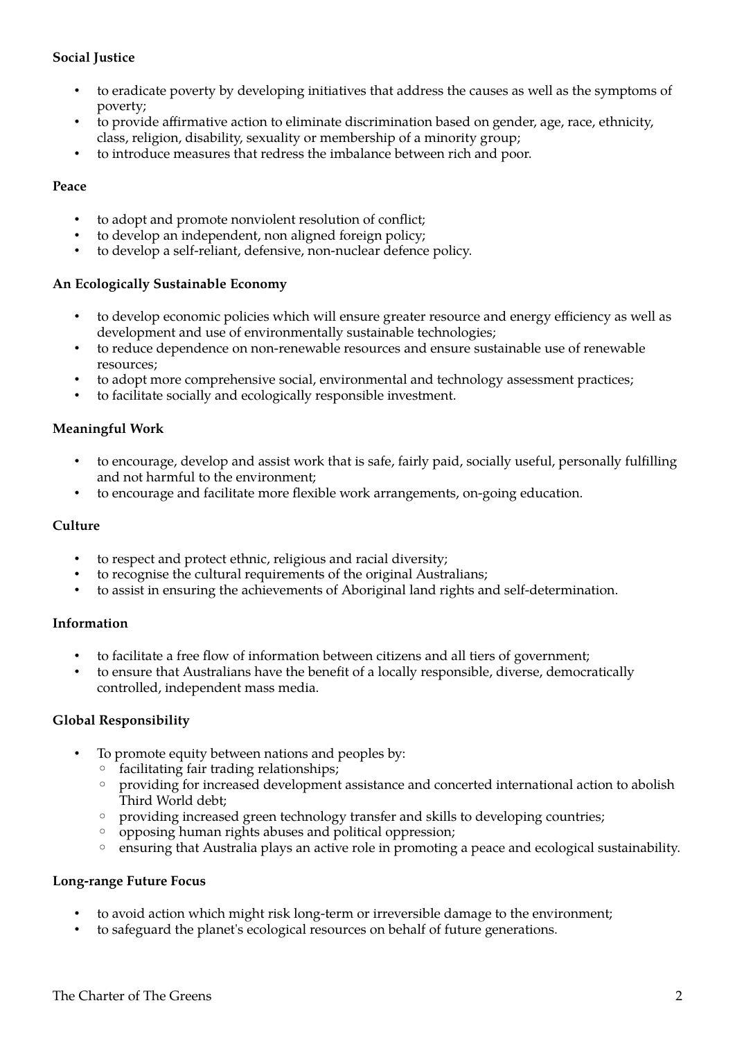**Social Justice**

- to eradicate poverty by developing initiatives that address the causes as well as the symptoms of poverty;
- to provide affirmative action to eliminate discrimination based on gender, age, race, ethnicity, class, religion, disability, sexuality or membership of a minority group;
- to introduce measures that redress the imbalance between rich and poor.

**Peace**

- to adopt and promote nonviolent resolution of conflict;
- to develop an independent, non aligned foreign policy;
- to develop a self-reliant, defensive, non-nuclear defence policy.

**An Ecologically Sustainable Economy**

- to develop economic policies which will ensure greater resource and energy efficiency as well as development and use of environmentally sustainable technologies;
- to reduce dependence on non-renewable resources and ensure sustainable use of renewable resources;
- to adopt more comprehensive social, environmental and technology assessment practices;
- to facilitate socially and ecologically responsible investment.

**Meaningful Work**

- to encourage, develop and assist work that is safe, fairly paid, socially useful, personally fulfilling and not harmful to the environment;
- to encourage and facilitate more flexible work arrangements, on-going education.

**Culture**

- to respect and protect ethnic, religious and racial diversity;
- to recognise the cultural requirements of the original Australians;
- to assist in ensuring the achievements of Aboriginal land rights and self-determination.

**Information**

- to facilitate a free flow of information between citizens and all tiers of government;
- to ensure that Australians have the benefit of a locally responsible, diverse, democratically controlled, independent mass media.

**Global Responsibility**

- To promote equity between nations and peoples by:
  - facilitating fair trading relationships;
  - providing for increased development assistance and concerted international action to abolish Third World debt;
  - providing increased green technology transfer and skills to developing countries;
  - opposing human rights abuses and political oppression;
  - ensuring that Australia plays an active role in promoting a peace and ecological sustainability.

**Long-range Future Focus**

- to avoid action which might risk long-term or irreversible damage to the environment;
- to safeguard the planet's ecological resources on behalf of future generations.